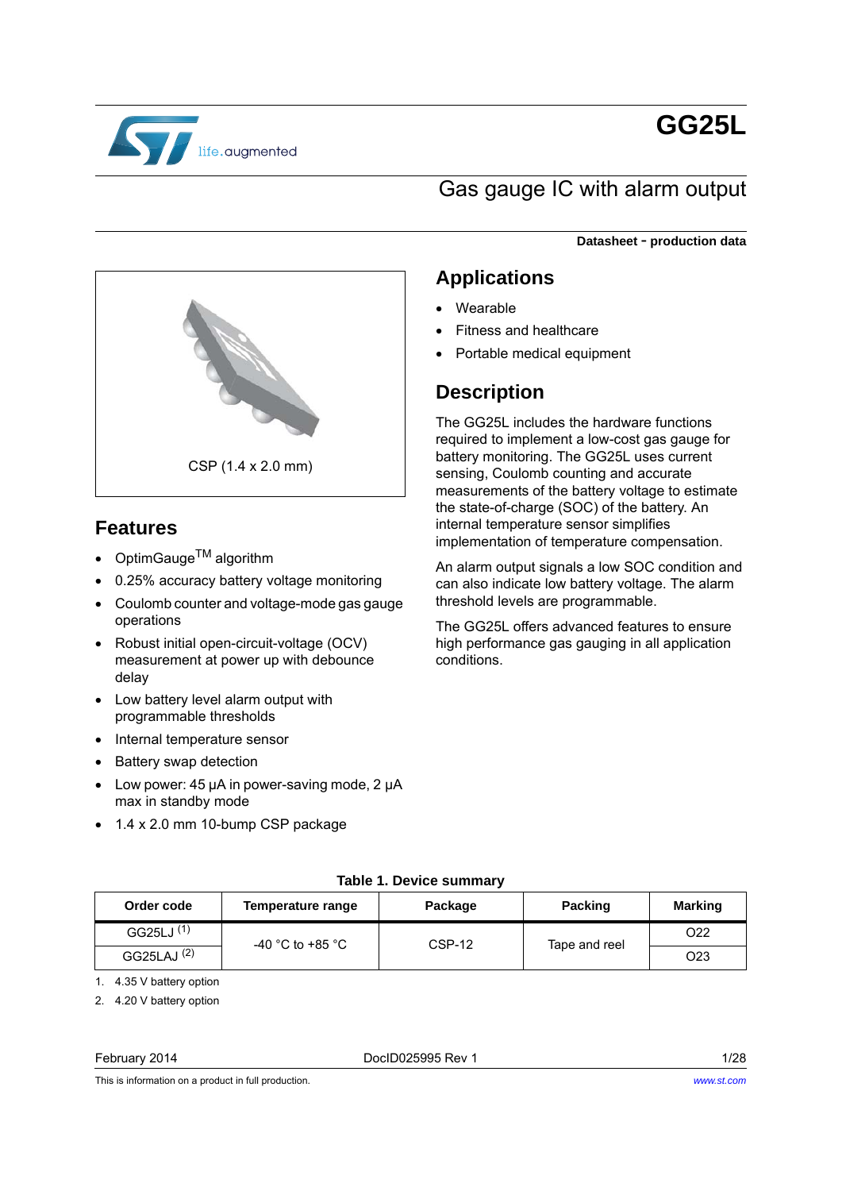# GG25L

## Gas gauge IC with alarm output

**Datasheet - production data**

CSP (1.4 x 2.0 mm)

## Features

- OptimGauge™ algorithm
- 0.25% accuracy battery voltage monitoring
- Coulomb counter and voltage-mode gas gauge operations
- Robust initial open-circuit-voltage (OCV) measurement at power up with debounce delay
- Low battery level alarm output with programmable thresholds
- Internal temperature sensor
- Battery swap detection
- Low power: 45 µA in power-saving mode, 2 µA max in standby mode
- 1.4 x 2.0 mm 10-bump CSP package

## Applications

- Wearable
- Fitness and healthcare
- Portable medical equipment

## Description

The GG25L includes the hardware functions required to implement a low-cost gas gauge for battery monitoring. The GG25L uses current sensing, Coulomb counting and accurate measurements of the battery voltage to estimate the state-of-charge (SOC) of the battery. An internal temperature sensor simplifies implementation of temperature compensation.

An alarm output signals a low SOC condition and can also indicate low battery voltage. The alarm threshold levels are programmable.

The GG25L offers advanced features to ensure high performance gas gauging in all application conditions.

**Table 1. Device summary**

| Order code | Temperature range | Package | Packing | Marking |
|---|---|---|---|---|
| GG25LJ [(1)] | -40 °C to +85 °C | CSP-12 | Tape and reel | O22 |
| GG25LAJ [(2)] | | | | O23 |

1. 4.35 V battery option
2. 4.20 V battery option

This is information on a product in full production.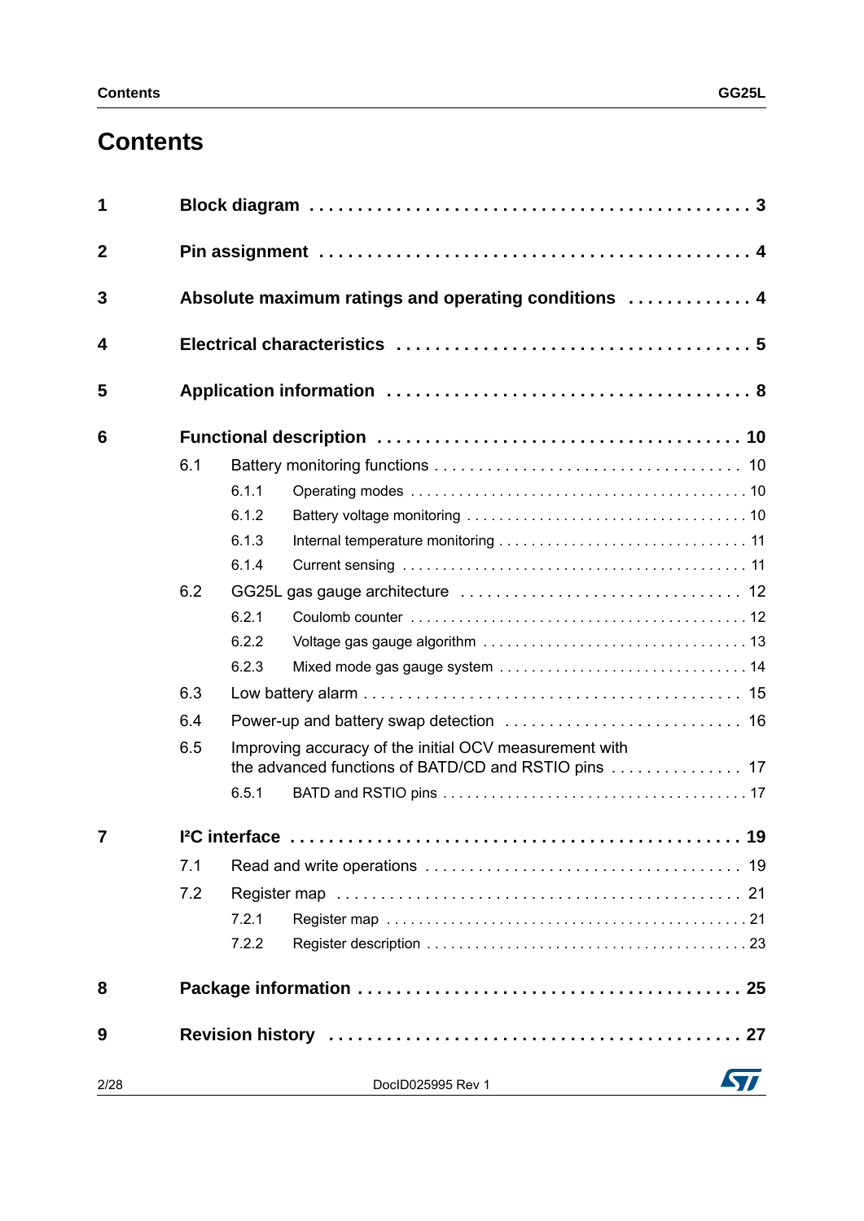# Contents

- **1 Block diagram** . . . . . . . . . . 3
- **2 Pin assignment** . . . . . . . . . . 4
- **3 Absolute maximum ratings and operating conditions** . . . . . . . . . . 4
- **4 Electrical characteristics** . . . . . . . . . . 5
- **5 Application information** . . . . . . . . . . 8
- **6 Functional description** . . . . . . . . . . 10
  - 6.1 Battery monitoring functions . . . . . . . . . . 10
    - 6.1.1 Operating modes . . . . . . . . . . 10
    - 6.1.2 Battery voltage monitoring . . . . . . . . . . 10
    - 6.1.3 Internal temperature monitoring . . . . . . . . . . 11
    - 6.1.4 Current sensing . . . . . . . . . . 11
  - 6.2 GG25L gas gauge architecture . . . . . . . . . . 12
    - 6.2.1 Coulomb counter . . . . . . . . . . 12
    - 6.2.2 Voltage gas gauge algorithm . . . . . . . . . . 13
    - 6.2.3 Mixed mode gas gauge system . . . . . . . . . . 14
  - 6.3 Low battery alarm . . . . . . . . . . 15
  - 6.4 Power-up and battery swap detection . . . . . . . . . . 16
  - 6.5 Improving accuracy of the initial OCV measurement with the advanced functions of BATD/CD and RSTIO pins . . . . . . . . . . 17
    - 6.5.1 BATD and RSTIO pins . . . . . . . . . . 17
- **7 I²C interface** . . . . . . . . . . 19
  - 7.1 Read and write operations . . . . . . . . . . 19
  - 7.2 Register map . . . . . . . . . . 21
    - 7.2.1 Register map . . . . . . . . . . 21
    - 7.2.2 Register description . . . . . . . . . . 23
- **8 Package information** . . . . . . . . . . 25
- **9 Revision history** . . . . . . . . . . 27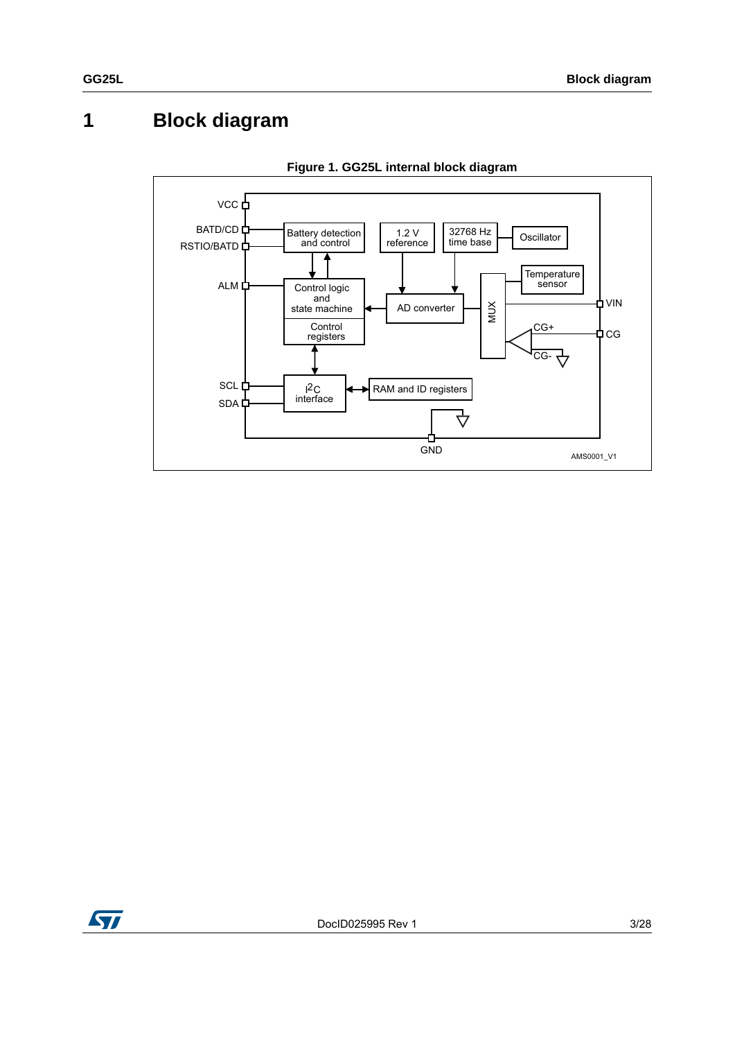# 1 Block diagram

**Figure 1. GG25L internal block diagram**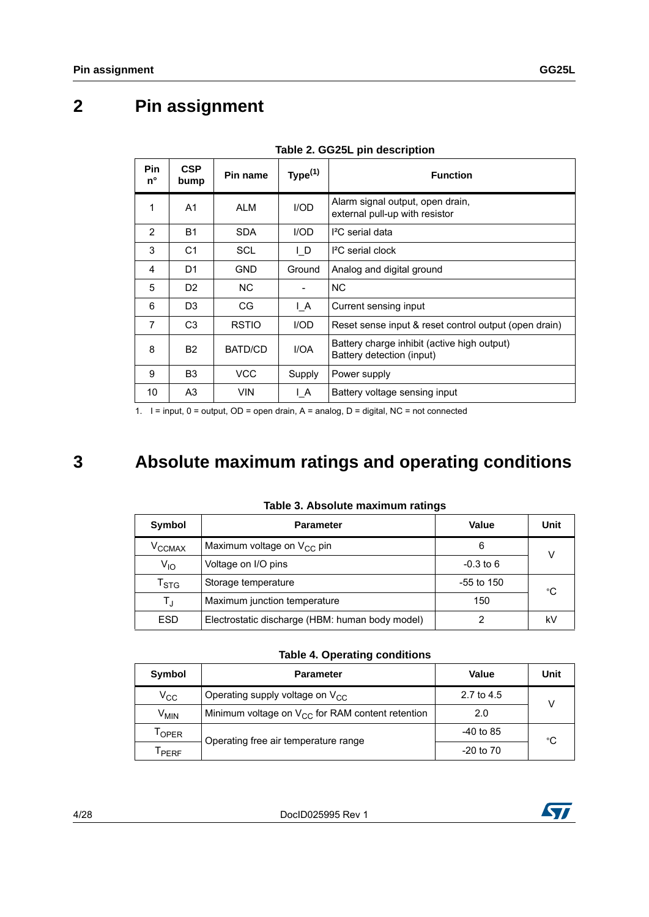# 2 Pin assignment

**Table 2. GG25L pin description**

| Pin n° | CSP bump | Pin name | Type[1] | Function |
|---|---|---|---|---|
| 1 | A1 | ALM | I/OD | Alarm signal output, open drain, external pull-up with resistor |
| 2 | B1 | SDA | I/OD | I²C serial data |
| 3 | C1 | SCL | I_D | I²C serial clock |
| 4 | D1 | GND | Ground | Analog and digital ground |
| 5 | D2 | NC | - | NC |
| 6 | D3 | CG | I_A | Current sensing input |
| 7 | C3 | RSTIO | I/OD | Reset sense input & reset control output (open drain) |
| 8 | B2 | BATD/CD | I/OA | Battery charge inhibit (active high output) Battery detection (input) |
| 9 | B3 | VCC | Supply | Power supply |
| 10 | A3 | VIN | I_A | Battery voltage sensing input |

1. I = input, 0 = output, OD = open drain, A = analog, D = digital, NC = not connected

# 3 Absolute maximum ratings and operating conditions

**Table 3. Absolute maximum ratings**

| Symbol | Parameter | Value | Unit |
|---|---|---|---|
| $V_{CCMAX}$ | Maximum voltage on $V_{CC}$ pin | 6 | V |
| $V_{IO}$ | Voltage on I/O pins | -0.3 to 6 | |
| $T_{STG}$ | Storage temperature | -55 to 150 | °C |
| $T_J$ | Maximum junction temperature | 150 | |
| ESD | Electrostatic discharge (HBM: human body model) | 2 | kV |

**Table 4. Operating conditions**

| Symbol | Parameter | Value | Unit |
|---|---|---|---|
| $V_{CC}$ | Operating supply voltage on $V_{CC}$ | 2.7 to 4.5 | V |
| $V_{MIN}$ | Minimum voltage on $V_{CC}$ for RAM content retention | 2.0 | |
| $T_{OPER}$ | Operating free air temperature range | -40 to 85 | °C |
| $T_{PERF}$ | | -20 to 70 | |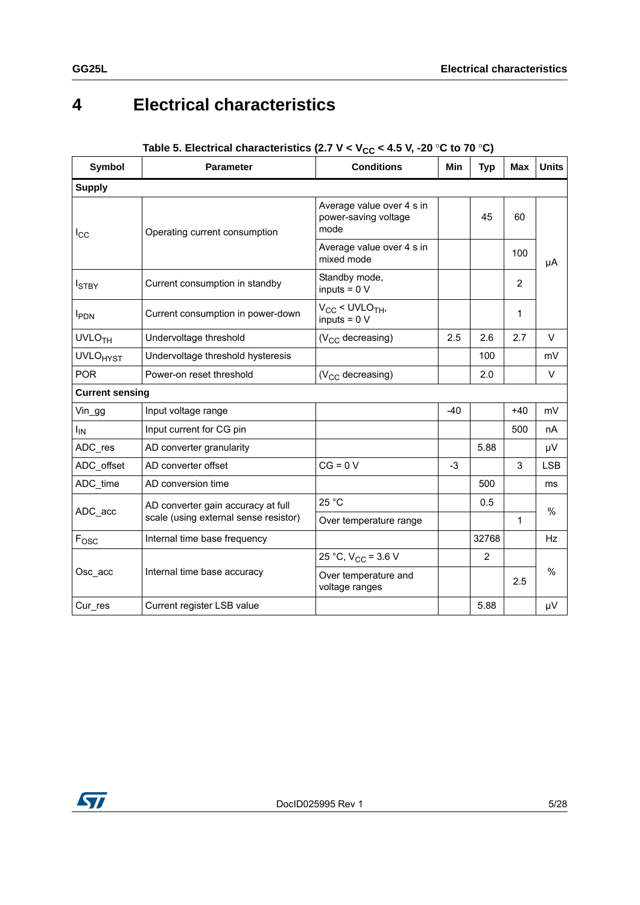# 4 Electrical characteristics

**Table 5. Electrical characteristics (2.7 V < $V_{CC}$ < 4.5 V, -20 °C to 70 °C)**

| Symbol | Parameter | Conditions | Min | Typ | Max | Units |
|---|---|---|---|---|---|---|
| **Supply** | | | | | | |
| $I_{CC}$ | Operating current consumption | Average value over 4 s in power-saving voltage mode | | 45 | 60 | µA |
| | | Average value over 4 s in mixed mode | | | 100 | µA |
| $I_{STBY}$ | Current consumption in standby | Standby mode, inputs = 0 V | | | 2 | µA |
| $I_{PDN}$ | Current consumption in power-down | $V_{CC}$ < $UVLO_{TH}$, inputs = 0 V | | | 1 | µA |
| $UVLO_{TH}$ | Undervoltage threshold | ($V_{CC}$ decreasing) | 2.5 | 2.6 | 2.7 | V |
| $UVLO_{HYST}$ | Undervoltage threshold hysteresis | | | 100 | | mV |
| POR | Power-on reset threshold | ($V_{CC}$ decreasing) | | 2.0 | | V |
| **Current sensing** | | | | | | |
| Vin_gg | Input voltage range | | -40 | | +40 | mV |
| $I_{IN}$ | Input current for CG pin | | | | 500 | nA |
| ADC_res | AD converter granularity | | | 5.88 | | µV |
| ADC_offset | AD converter offset | CG = 0 V | -3 | | 3 | LSB |
| ADC_time | AD conversion time | | | 500 | | ms |
| ADC_acc | AD converter gain accuracy at full scale (using external sense resistor) | 25 °C | | 0.5 | | % |
| | | Over temperature range | | | 1 | % |
| $F_{OSC}$ | Internal time base frequency | | | 32768 | | Hz |
| Osc_acc | Internal time base accuracy | 25 °C, $V_{CC}$ = 3.6 V | | 2 | | % |
| | | Over temperature and voltage ranges | | | 2.5 | % |
| Cur_res | Current register LSB value | | | 5.88 | | µV |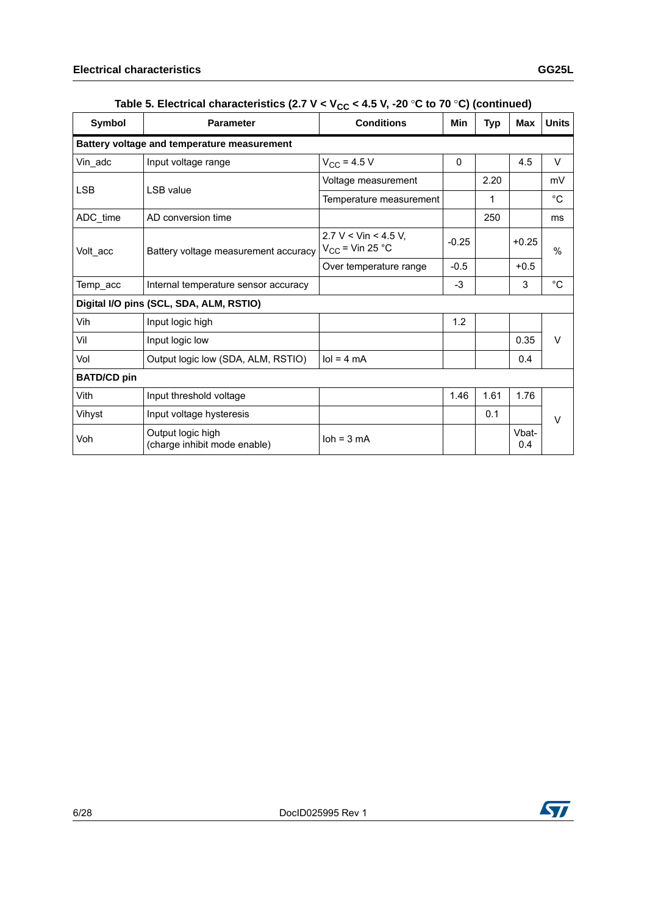Table 5. Electrical characteristics (2.7 V < $V_{CC}$ < 4.5 V, -20 °C to 70 °C) (continued)

| Symbol | Parameter | Conditions | Min | Typ | Max | Units |
|---|---|---|---|---|---|---|
| **Battery voltage and temperature measurement** | | | | | | |
| Vin_adc | Input voltage range | $V_{CC}$ = 4.5 V | 0 | | 4.5 | V |
| LSB | LSB value | Voltage measurement | | 2.20 | | mV |
| | | Temperature measurement | | 1 | | °C |
| ADC_time | AD conversion time | | | 250 | | ms |
| Volt_acc | Battery voltage measurement accuracy | 2.7 V < Vin < 4.5 V, $V_{CC}$ = Vin 25 °C | -0.25 | | +0.25 | % |
| | | Over temperature range | -0.5 | | +0.5 | |
| Temp_acc | Internal temperature sensor accuracy | | -3 | | 3 | °C |
| **Digital I/O pins (SCL, SDA, ALM, RSTIO)** | | | | | | |
| Vih | Input logic high | | 1.2 | | | V |
| Vil | Input logic low | | | | 0.35 | |
| Vol | Output logic low (SDA, ALM, RSTIO) | Iol = 4 mA | | | 0.4 | |
| **BATD/CD pin** | | | | | | |
| Vith | Input threshold voltage | | 1.46 | 1.61 | 1.76 | V |
| Vihyst | Input voltage hysteresis | | | 0.1 | | |
| Voh | Output logic high (charge inhibit mode enable) | Ioh = 3 mA | | | Vbat-0.4 | |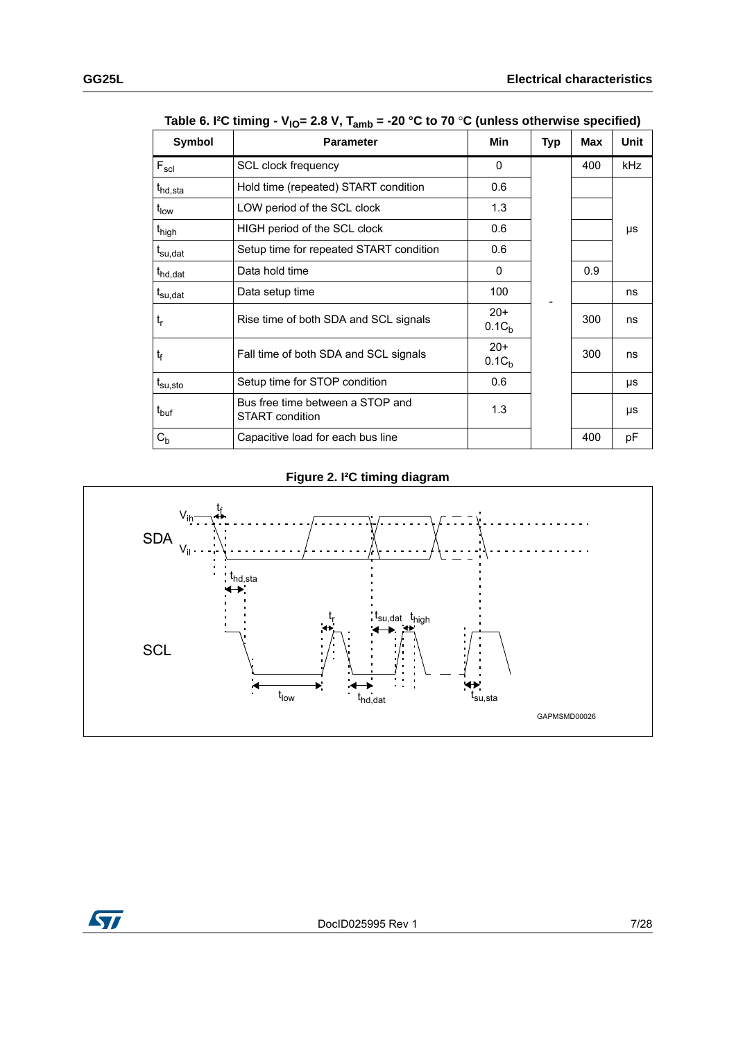**Table 6. I²C timing - $V_{IO}$= 2.8 V, $T_{amb}$ = -20 °C to 70 °C (unless otherwise specified)**

| Symbol | Parameter | Min | Typ | Max | Unit |
|---|---|---|---|---|---|
| $F_{scl}$ | SCL clock frequency | 0 | - | 400 | kHz |
| $t_{hd,sta}$ | Hold time (repeated) START condition | 0.6 | | | µs |
| $t_{low}$ | LOW period of the SCL clock | 1.3 | | | µs |
| $t_{high}$ | HIGH period of the SCL clock | 0.6 | | | µs |
| $t_{su,dat}$ | Setup time for repeated START condition | 0.6 | | | µs |
| $t_{hd,dat}$ | Data hold time | 0 | | 0.9 | µs |
| $t_{su,dat}$ | Data setup time | 100 | | | ns |
| $t_r$ | Rise time of both SDA and SCL signals | 20+ $0.1C_b$ | | 300 | ns |
| $t_f$ | Fall time of both SDA and SCL signals | 20+ $0.1C_b$ | | 300 | ns |
| $t_{su,sto}$ | Setup time for STOP condition | 0.6 | | | µs |
| $t_{buf}$ | Bus free time between a STOP and START condition | 1.3 | | | µs |
| $C_b$ | Capacitive load for each bus line | | | 400 | pF |

**Figure 2. I²C timing diagram**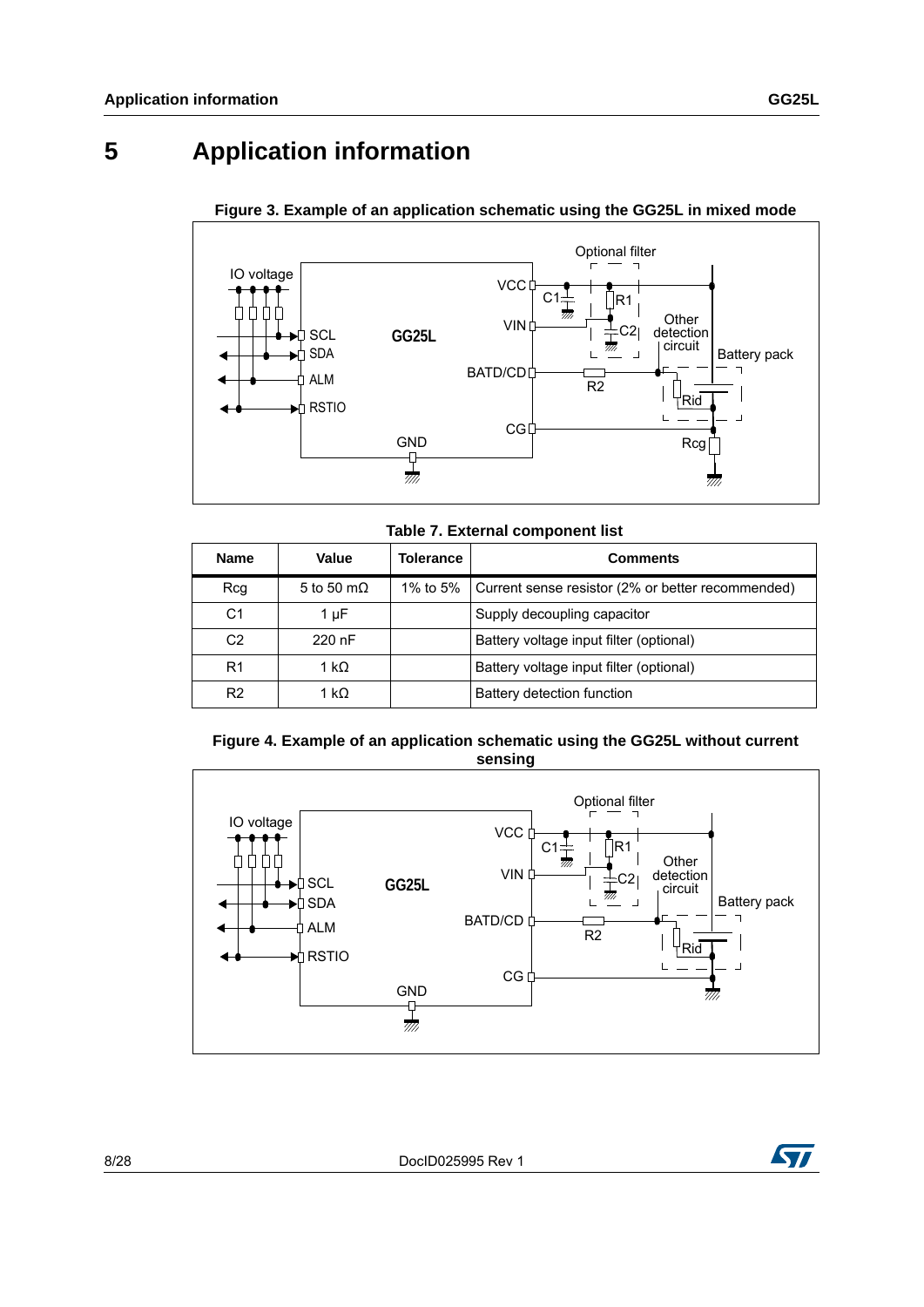# 5 Application information

**Figure 3. Example of an application schematic using the GG25L in mixed mode**

**Table 7. External component list**

| Name | Value | Tolerance | Comments |
|---|---|---|---|
| Rcg | 5 to 50 mΩ | 1% to 5% | Current sense resistor (2% or better recommended) |
| C1 | 1 µF | | Supply decoupling capacitor |
| C2 | 220 nF | | Battery voltage input filter (optional) |
| R1 | 1 kΩ | | Battery voltage input filter (optional) |
| R2 | 1 kΩ | | Battery detection function |

**Figure 4. Example of an application schematic using the GG25L without current sensing**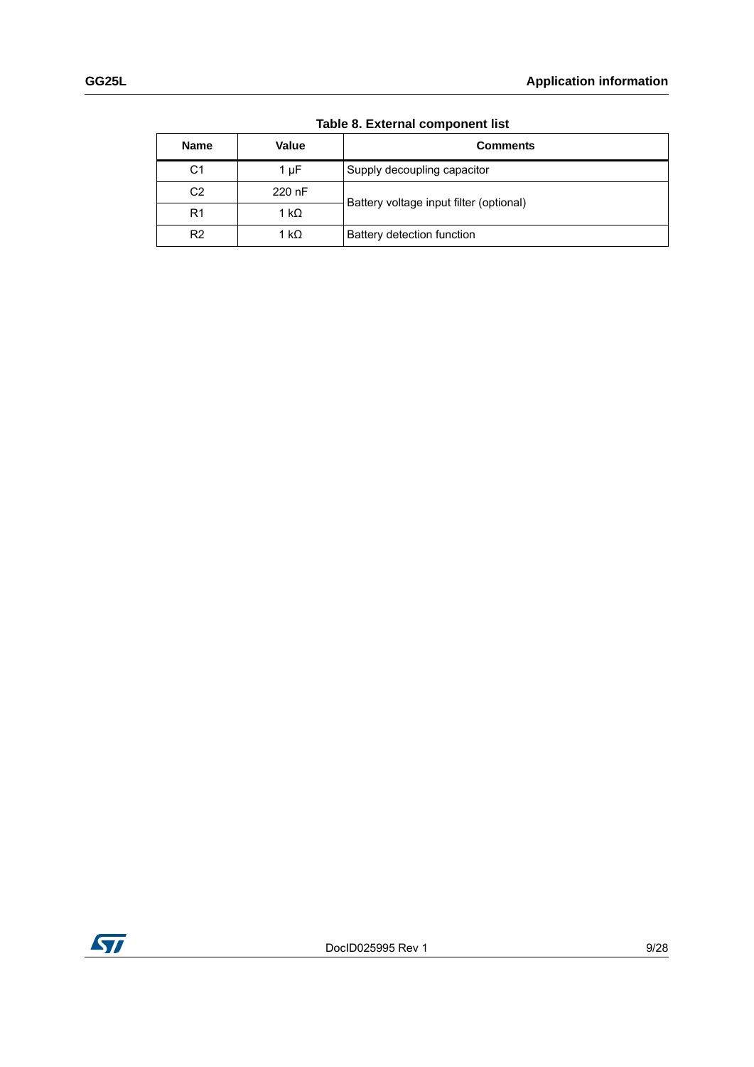**Table 8. External component list**

| Name | Value | Comments |
|---|---|---|
| C1 | 1 µF | Supply decoupling capacitor |
| C2 | 220 nF | Battery voltage input filter (optional) |
| R1 | 1 kΩ | |
| R2 | 1 kΩ | Battery detection function |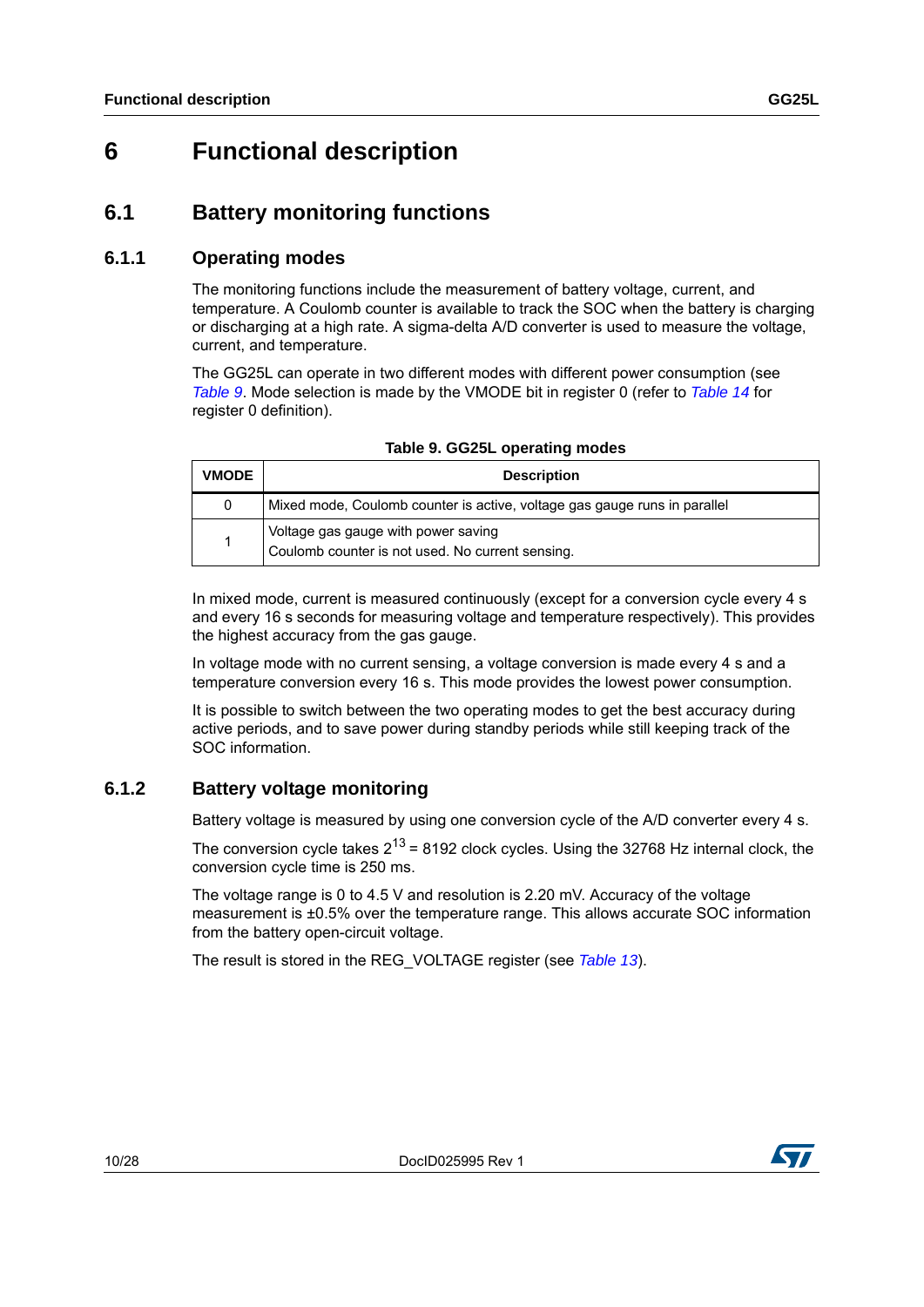# 6 Functional description

## 6.1 Battery monitoring functions

### 6.1.1 Operating modes

The monitoring functions include the measurement of battery voltage, current, and temperature. A Coulomb counter is available to track the SOC when the battery is charging or discharging at a high rate. A sigma-delta A/D converter is used to measure the voltage, current, and temperature.

The GG25L can operate in two different modes with different power consumption (see *Table 9*. Mode selection is made by the VMODE bit in register 0 (refer to *Table 14* for register 0 definition).

**Table 9. GG25L operating modes**

| VMODE | Description |
|---|---|
| 0 | Mixed mode, Coulomb counter is active, voltage gas gauge runs in parallel |
| 1 | Voltage gas gauge with power saving<br>Coulomb counter is not used. No current sensing. |

In mixed mode, current is measured continuously (except for a conversion cycle every 4 s and every 16 s seconds for measuring voltage and temperature respectively). This provides the highest accuracy from the gas gauge.

In voltage mode with no current sensing, a voltage conversion is made every 4 s and a temperature conversion every 16 s. This mode provides the lowest power consumption.

It is possible to switch between the two operating modes to get the best accuracy during active periods, and to save power during standby periods while still keeping track of the SOC information.

### 6.1.2 Battery voltage monitoring

Battery voltage is measured by using one conversion cycle of the A/D converter every 4 s.

The conversion cycle takes $2^{13}$ = 8192 clock cycles. Using the 32768 Hz internal clock, the conversion cycle time is 250 ms.

The voltage range is 0 to 4.5 V and resolution is 2.20 mV. Accuracy of the voltage measurement is ±0.5% over the temperature range. This allows accurate SOC information from the battery open-circuit voltage.

The result is stored in the REG_VOLTAGE register (see *Table 13*).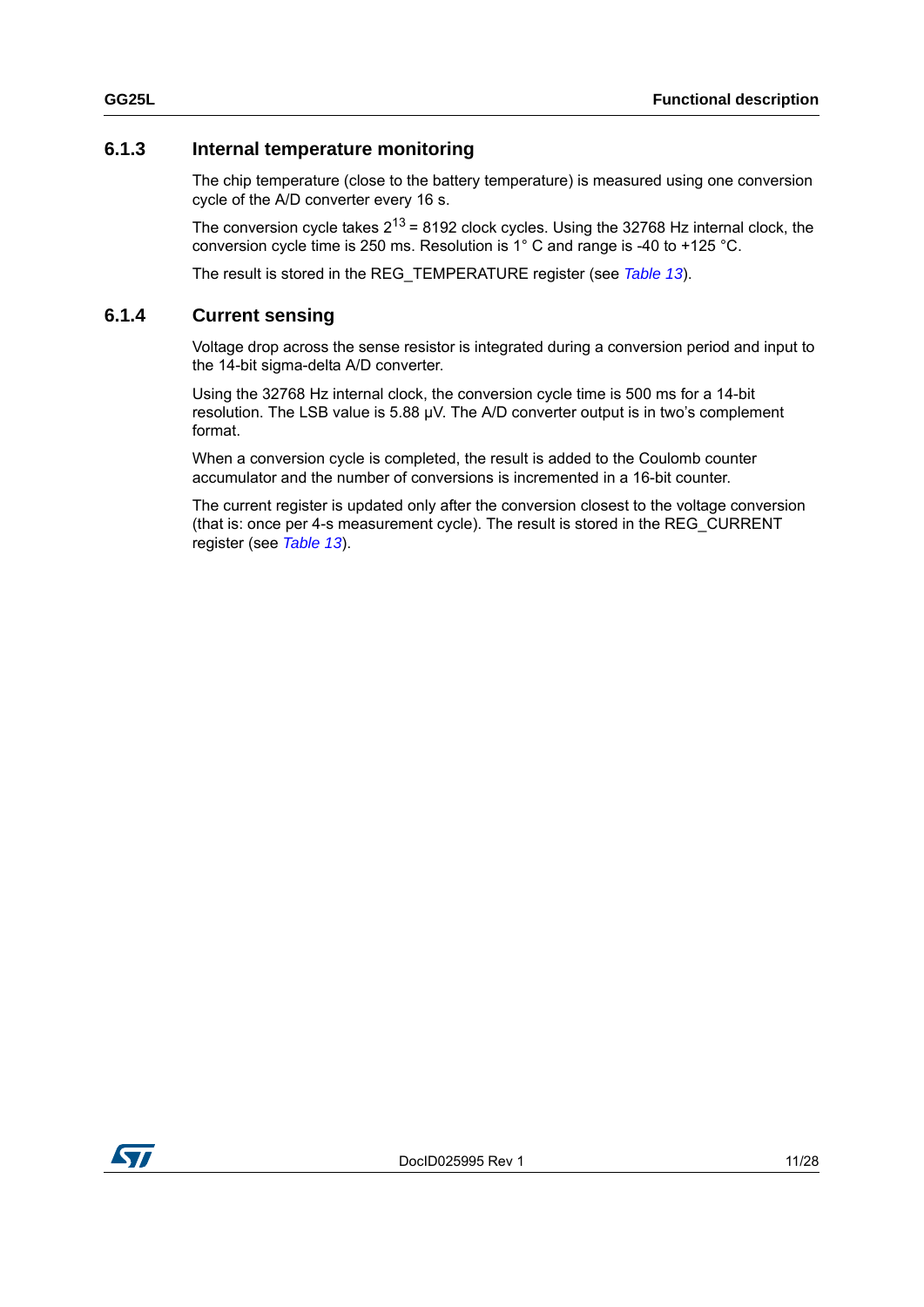### 6.1.3 Internal temperature monitoring

The chip temperature (close to the battery temperature) is measured using one conversion cycle of the A/D converter every 16 s.

The conversion cycle takes $2^{13}$ = 8192 clock cycles. Using the 32768 Hz internal clock, the conversion cycle time is 250 ms. Resolution is 1° C and range is -40 to +125 °C.

The result is stored in the REG_TEMPERATURE register (see *Table 13*).

### 6.1.4 Current sensing

Voltage drop across the sense resistor is integrated during a conversion period and input to the 14-bit sigma-delta A/D converter.

Using the 32768 Hz internal clock, the conversion cycle time is 500 ms for a 14-bit resolution. The LSB value is 5.88 µV. The A/D converter output is in two's complement format.

When a conversion cycle is completed, the result is added to the Coulomb counter accumulator and the number of conversions is incremented in a 16-bit counter.

The current register is updated only after the conversion closest to the voltage conversion (that is: once per 4-s measurement cycle). The result is stored in the REG_CURRENT register (see *Table 13*).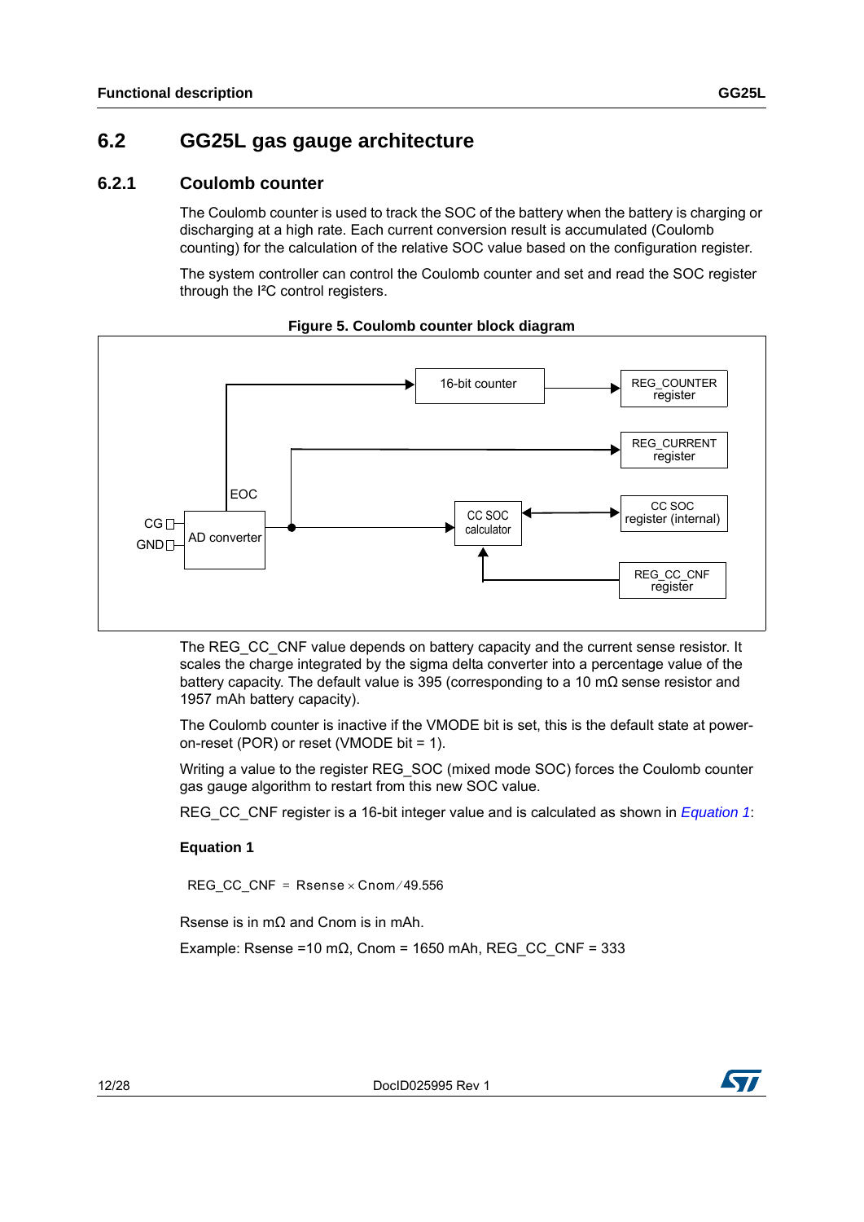## 6.2 GG25L gas gauge architecture

### 6.2.1 Coulomb counter

The Coulomb counter is used to track the SOC of the battery when the battery is charging or discharging at a high rate. Each current conversion result is accumulated (Coulomb counting) for the calculation of the relative SOC value based on the configuration register.

The system controller can control the Coulomb counter and set and read the SOC register through the I²C control registers.

**Figure 5. Coulomb counter block diagram**

The REG_CC_CNF value depends on battery capacity and the current sense resistor. It scales the charge integrated by the sigma delta converter into a percentage value of the battery capacity. The default value is 395 (corresponding to a 10 mΩ sense resistor and 1957 mAh battery capacity).

The Coulomb counter is inactive if the VMODE bit is set, this is the default state at power-on-reset (POR) or reset (VMODE bit = 1).

Writing a value to the register REG_SOC (mixed mode SOC) forces the Coulomb counter gas gauge algorithm to restart from this new SOC value.

REG_CC_CNF register is a 16-bit integer value and is calculated as shown in *Equation 1*:

**Equation 1**

$$REG\_CC\_CNF = Rsense \times Cnom / 49.556$$

Rsense is in mΩ and Cnom is in mAh.

Example: Rsense =10 mΩ, Cnom = 1650 mAh, REG_CC_CNF = 333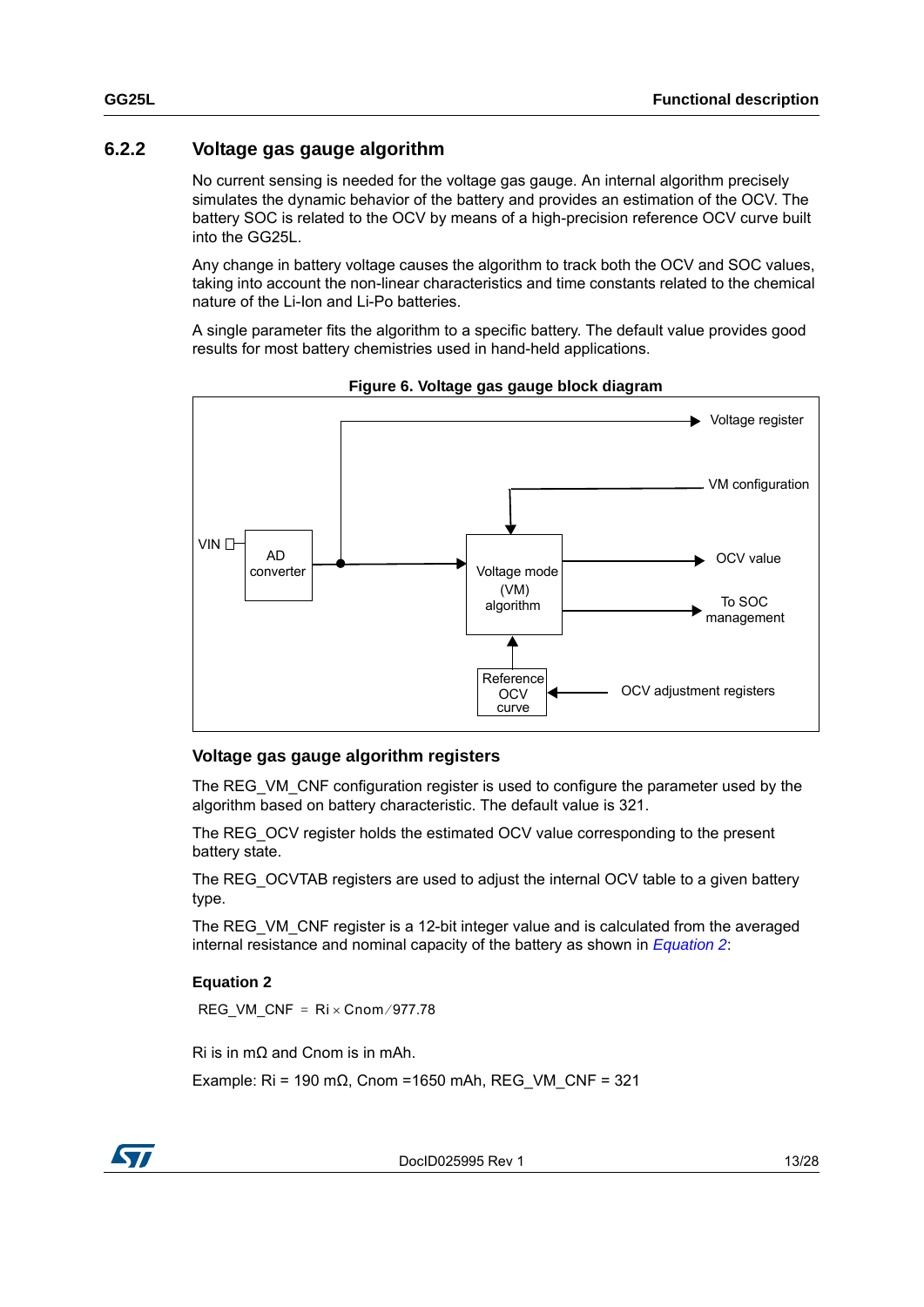### 6.2.2 Voltage gas gauge algorithm

No current sensing is needed for the voltage gas gauge. An internal algorithm precisely simulates the dynamic behavior of the battery and provides an estimation of the OCV. The battery SOC is related to the OCV by means of a high-precision reference OCV curve built into the GG25L.

Any change in battery voltage causes the algorithm to track both the OCV and SOC values, taking into account the non-linear characteristics and time constants related to the chemical nature of the Li-Ion and Li-Po batteries.

A single parameter fits the algorithm to a specific battery. The default value provides good results for most battery chemistries used in hand-held applications.

**Figure 6. Voltage gas gauge block diagram**

VIN, AD converter, Voltage register, VM configuration, Voltage mode (VM) algorithm, OCV value, To SOC management, Reference OCV curve, OCV adjustment registers

#### Voltage gas gauge algorithm registers

The REG_VM_CNF configuration register is used to configure the parameter used by the algorithm based on battery characteristic. The default value is 321.

The REG_OCV register holds the estimated OCV value corresponding to the present battery state.

The REG_OCVTAB registers are used to adjust the internal OCV table to a given battery type.

The REG_VM_CNF register is a 12-bit integer value and is calculated from the averaged internal resistance and nominal capacity of the battery as shown in *Equation 2*:

**Equation 2**

$$REG\_VM\_CNF = Ri \times Cnom / 977.78$$

Ri is in mΩ and Cnom is in mAh.

Example: Ri = 190 mΩ, Cnom =1650 mAh, REG_VM_CNF = 321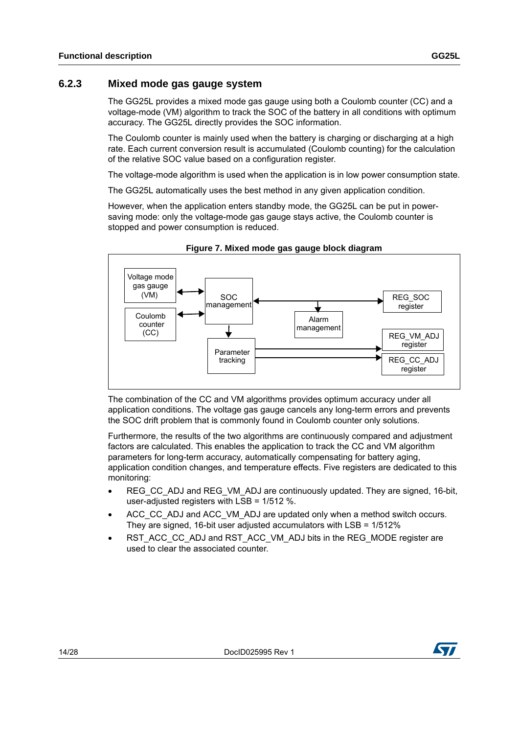### 6.2.3 Mixed mode gas gauge system

The GG25L provides a mixed mode gas gauge using both a Coulomb counter (CC) and a voltage-mode (VM) algorithm to track the SOC of the battery in all conditions with optimum accuracy. The GG25L directly provides the SOC information.

The Coulomb counter is mainly used when the battery is charging or discharging at a high rate. Each current conversion result is accumulated (Coulomb counting) for the calculation of the relative SOC value based on a configuration register.

The voltage-mode algorithm is used when the application is in low power consumption state.

The GG25L automatically uses the best method in any given application condition.

However, when the application enters standby mode, the GG25L can be put in power-saving mode: only the voltage-mode gas gauge stays active, the Coulomb counter is stopped and power consumption is reduced.

**Figure 7. Mixed mode gas gauge block diagram**

Voltage mode gas gauge (VM) · Coulomb counter (CC) · SOC management · Alarm management · Parameter tracking · REG_SOC register · REG_VM_ADJ register · REG_CC_ADJ register

The combination of the CC and VM algorithms provides optimum accuracy under all application conditions. The voltage gas gauge cancels any long-term errors and prevents the SOC drift problem that is commonly found in Coulomb counter only solutions.

Furthermore, the results of the two algorithms are continuously compared and adjustment factors are calculated. This enables the application to track the CC and VM algorithm parameters for long-term accuracy, automatically compensating for battery aging, application condition changes, and temperature effects. Five registers are dedicated to this monitoring:

- REG_CC_ADJ and REG_VM_ADJ are continuously updated. They are signed, 16-bit, user-adjusted registers with LSB = 1/512 %.
- ACC_CC_ADJ and ACC_VM_ADJ are updated only when a method switch occurs. They are signed, 16-bit user adjusted accumulators with LSB = 1/512%
- RST_ACC_CC_ADJ and RST_ACC_VM_ADJ bits in the REG_MODE register are used to clear the associated counter.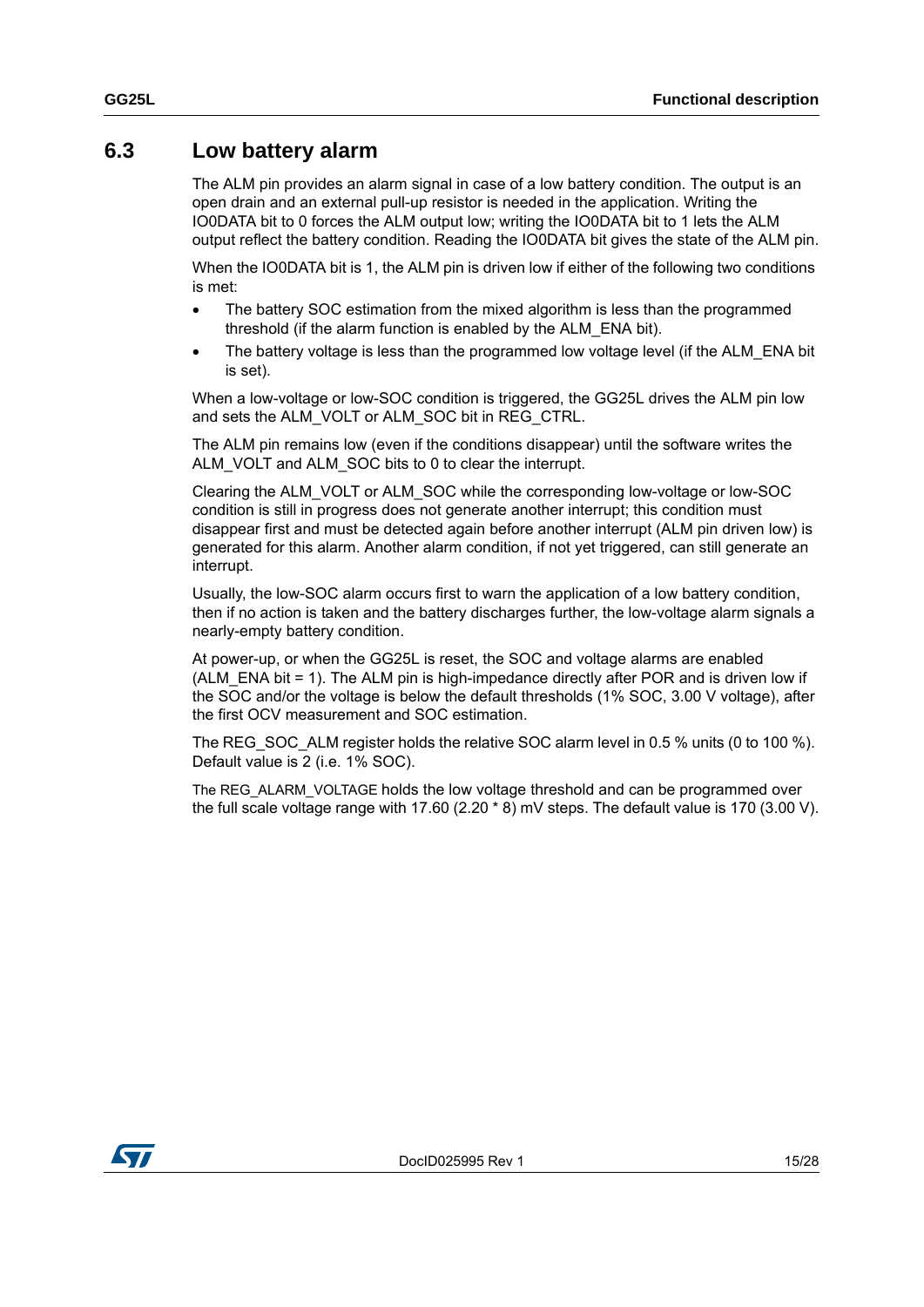## 6.3 Low battery alarm

The ALM pin provides an alarm signal in case of a low battery condition. The output is an open drain and an external pull-up resistor is needed in the application. Writing the IO0DATA bit to 0 forces the ALM output low; writing the IO0DATA bit to 1 lets the ALM output reflect the battery condition. Reading the IO0DATA bit gives the state of the ALM pin.

When the IO0DATA bit is 1, the ALM pin is driven low if either of the following two conditions is met:

- The battery SOC estimation from the mixed algorithm is less than the programmed threshold (if the alarm function is enabled by the ALM_ENA bit).
- The battery voltage is less than the programmed low voltage level (if the ALM_ENA bit is set).

When a low-voltage or low-SOC condition is triggered, the GG25L drives the ALM pin low and sets the ALM_VOLT or ALM_SOC bit in REG_CTRL.

The ALM pin remains low (even if the conditions disappear) until the software writes the ALM_VOLT and ALM_SOC bits to 0 to clear the interrupt.

Clearing the ALM_VOLT or ALM_SOC while the corresponding low-voltage or low-SOC condition is still in progress does not generate another interrupt; this condition must disappear first and must be detected again before another interrupt (ALM pin driven low) is generated for this alarm. Another alarm condition, if not yet triggered, can still generate an interrupt.

Usually, the low-SOC alarm occurs first to warn the application of a low battery condition, then if no action is taken and the battery discharges further, the low-voltage alarm signals a nearly-empty battery condition.

At power-up, or when the GG25L is reset, the SOC and voltage alarms are enabled (ALM_ENA bit = 1). The ALM pin is high-impedance directly after POR and is driven low if the SOC and/or the voltage is below the default thresholds (1% SOC, 3.00 V voltage), after the first OCV measurement and SOC estimation.

The REG_SOC_ALM register holds the relative SOC alarm level in 0.5 % units (0 to 100 %). Default value is 2 (i.e. 1% SOC).

The REG_ALARM_VOLTAGE holds the low voltage threshold and can be programmed over the full scale voltage range with 17.60 (2.20 * 8) mV steps. The default value is 170 (3.00 V).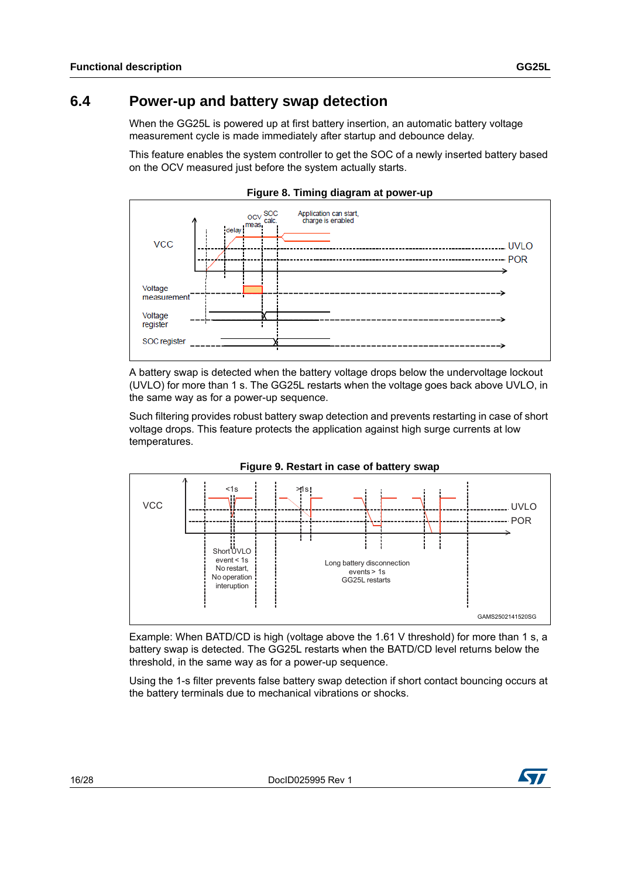## 6.4 Power-up and battery swap detection

When the GG25L is powered up at first battery insertion, an automatic battery voltage measurement cycle is made immediately after startup and debounce delay.

This feature enables the system controller to get the SOC of a newly inserted battery based on the OCV measured just before the system actually starts.

**Figure 8. Timing diagram at power-up**

A battery swap is detected when the battery voltage drops below the undervoltage lockout (UVLO) for more than 1 s. The GG25L restarts when the voltage goes back above UVLO, in the same way as for a power-up sequence.

Such filtering provides robust battery swap detection and prevents restarting in case of short voltage drops. This feature protects the application against high surge currents at low temperatures.

**Figure 9. Restart in case of battery swap**

Example: When BATD/CD is high (voltage above the 1.61 V threshold) for more than 1 s, a battery swap is detected. The GG25L restarts when the BATD/CD level returns below the threshold, in the same way as for a power-up sequence.

Using the 1-s filter prevents false battery swap detection if short contact bouncing occurs at the battery terminals due to mechanical vibrations or shocks.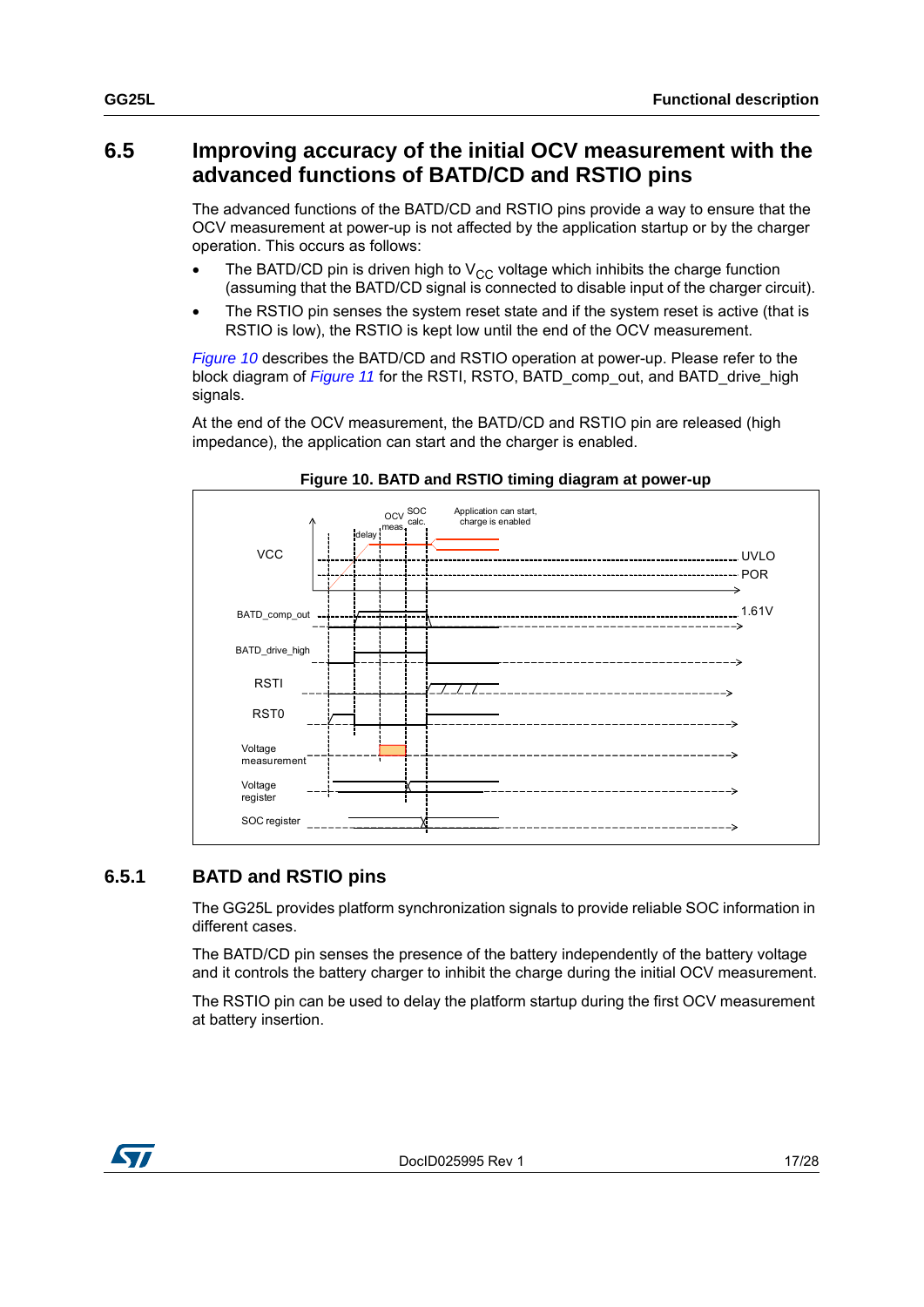## 6.5 Improving accuracy of the initial OCV measurement with the advanced functions of BATD/CD and RSTIO pins

The advanced functions of the BATD/CD and RSTIO pins provide a way to ensure that the OCV measurement at power-up is not affected by the application startup or by the charger operation. This occurs as follows:

- The BATD/CD pin is driven high to $V_{CC}$ voltage which inhibits the charge function (assuming that the BATD/CD signal is connected to disable input of the charger circuit).
- The RSTIO pin senses the system reset state and if the system reset is active (that is RSTIO is low), the RSTIO is kept low until the end of the OCV measurement.

*Figure 10* describes the BATD/CD and RSTIO operation at power-up. Please refer to the block diagram of *Figure 11* for the RSTI, RSTO, BATD_comp_out, and BATD_drive_high signals.

At the end of the OCV measurement, the BATD/CD and RSTIO pin are released (high impedance), the application can start and the charger is enabled.

**Figure 10. BATD and RSTIO timing diagram at power-up**

### 6.5.1 BATD and RSTIO pins

The GG25L provides platform synchronization signals to provide reliable SOC information in different cases.

The BATD/CD pin senses the presence of the battery independently of the battery voltage and it controls the battery charger to inhibit the charge during the initial OCV measurement.

The RSTIO pin can be used to delay the platform startup during the first OCV measurement at battery insertion.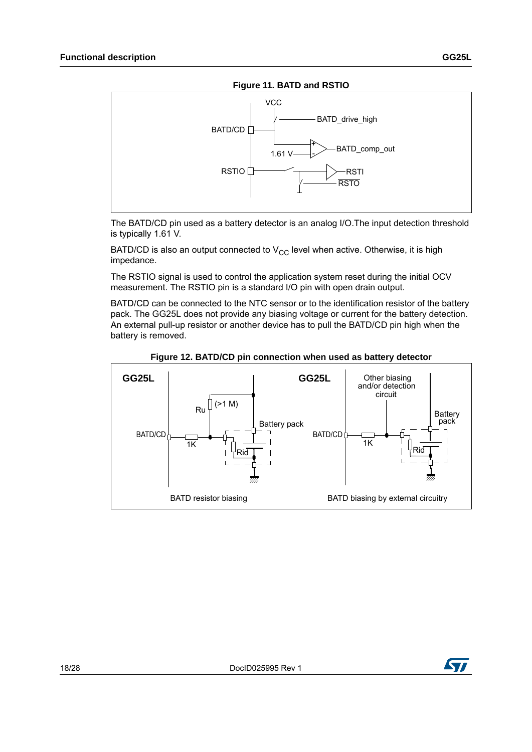**Figure 11. BATD and RSTIO**

The BATD/CD pin used as a battery detector is an analog I/O.The input detection threshold is typically 1.61 V.

BATD/CD is also an output connected to $V_{CC}$ level when active. Otherwise, it is high impedance.

The RSTIO signal is used to control the application system reset during the initial OCV measurement. The RSTIO pin is a standard I/O pin with open drain output.

BATD/CD can be connected to the NTC sensor or to the identification resistor of the battery pack. The GG25L does not provide any biasing voltage or current for the battery detection. An external pull-up resistor or another device has to pull the BATD/CD pin high when the battery is removed.

**Figure 12. BATD/CD pin connection when used as battery detector**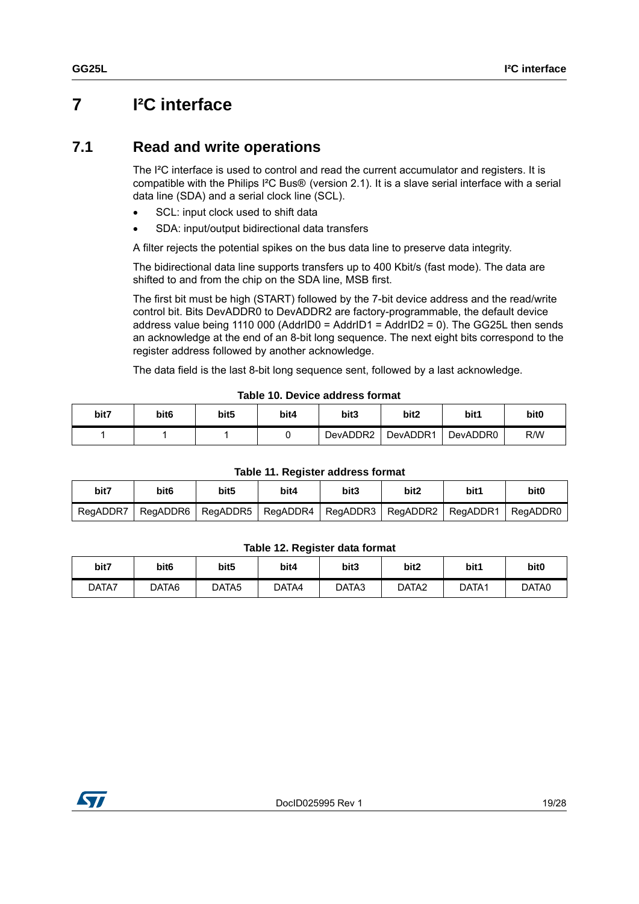# 7 I²C interface

## 7.1 Read and write operations

The I²C interface is used to control and read the current accumulator and registers. It is compatible with the Philips I²C Bus® (version 2.1). It is a slave serial interface with a serial data line (SDA) and a serial clock line (SCL).

- SCL: input clock used to shift data
- SDA: input/output bidirectional data transfers

A filter rejects the potential spikes on the bus data line to preserve data integrity.

The bidirectional data line supports transfers up to 400 Kbit/s (fast mode). The data are shifted to and from the chip on the SDA line, MSB first.

The first bit must be high (START) followed by the 7-bit device address and the read/write control bit. Bits DevADDR0 to DevADDR2 are factory-programmable, the default device address value being 1110 000 (AddrID0 = AddrID1 = AddrID2 = 0). The GG25L then sends an acknowledge at the end of an 8-bit long sequence. The next eight bits correspond to the register address followed by another acknowledge.

The data field is the last 8-bit long sequence sent, followed by a last acknowledge.

**Table 10. Device address format**

| bit7 | bit6 | bit5 | bit4 | bit3 | bit2 | bit1 | bit0 |
|---|---|---|---|---|---|---|---|
| 1 | 1 | 1 | 0 | DevADDR2 | DevADDR1 | DevADDR0 | R/W |

**Table 11. Register address format**

| bit7 | bit6 | bit5 | bit4 | bit3 | bit2 | bit1 | bit0 |
|---|---|---|---|---|---|---|---|
| RegADDR7 | RegADDR6 | RegADDR5 | RegADDR4 | RegADDR3 | RegADDR2 | RegADDR1 | RegADDR0 |

**Table 12. Register data format**

| bit7 | bit6 | bit5 | bit4 | bit3 | bit2 | bit1 | bit0 |
|---|---|---|---|---|---|---|---|
| DATA7 | DATA6 | DATA5 | DATA4 | DATA3 | DATA2 | DATA1 | DATA0 |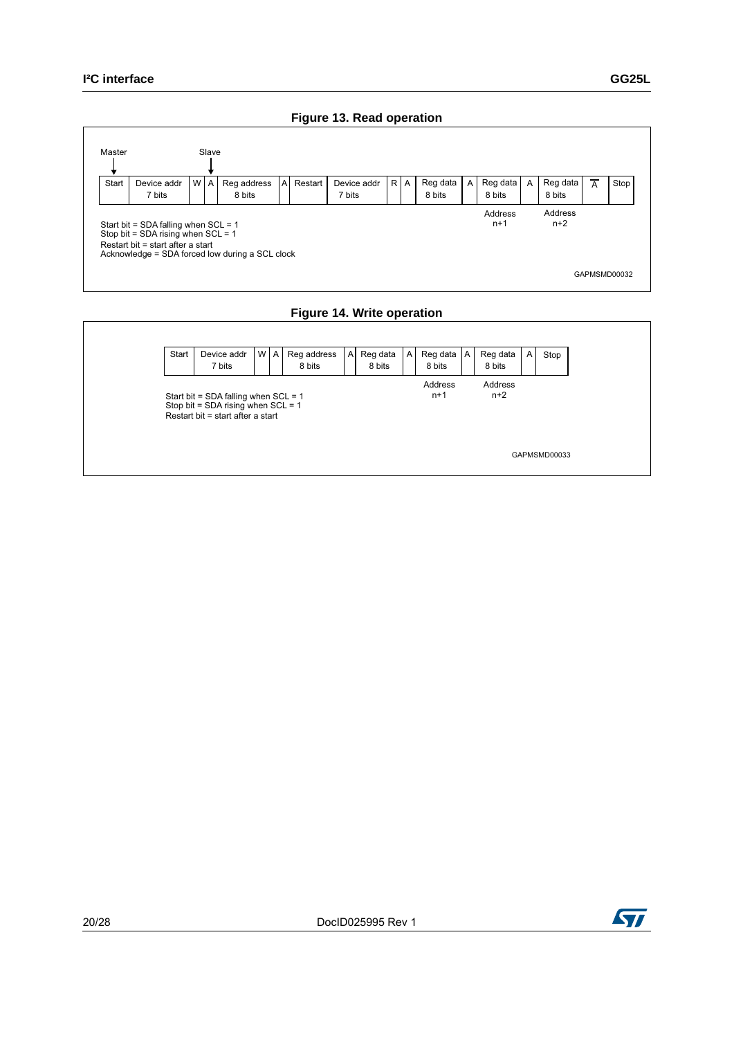## Figure 13. Read operation

Master → Start; Slave → A (after W)

| Start | Device addr 7 bits | W | A | Reg address 8 bits | A | Restart | Device addr 7 bits | R | A | Reg data 8 bits | A | Reg data 8 bits | A | Reg data 8 bits | $\overline{A}$ | Stop |
|---|---|---|---|---|---|---|---|---|---|---|---|---|---|---|---|---|
| | | | | | | | | | | | | Address n+1 | | Address n+2 | | |

Start bit = SDA falling when SCL = 1
Stop bit = SDA rising when SCL = 1
Restart bit = start after a start
Acknowledge = SDA forced low during a SCL clock

GAPMSMD00032

## Figure 14. Write operation

| Start | Device addr 7 bits | W | A | Reg address 8 bits | A | Reg data 8 bits | A | Reg data 8 bits | A | Reg data 8 bits | A | Stop |
|---|---|---|---|---|---|---|---|---|---|---|---|---|
| | | | | | | | | Address n+1 | | Address n+2 | | |

Start bit = SDA falling when SCL = 1
Stop bit = SDA rising when SCL = 1
Restart bit = start after a start

GAPMSMD00033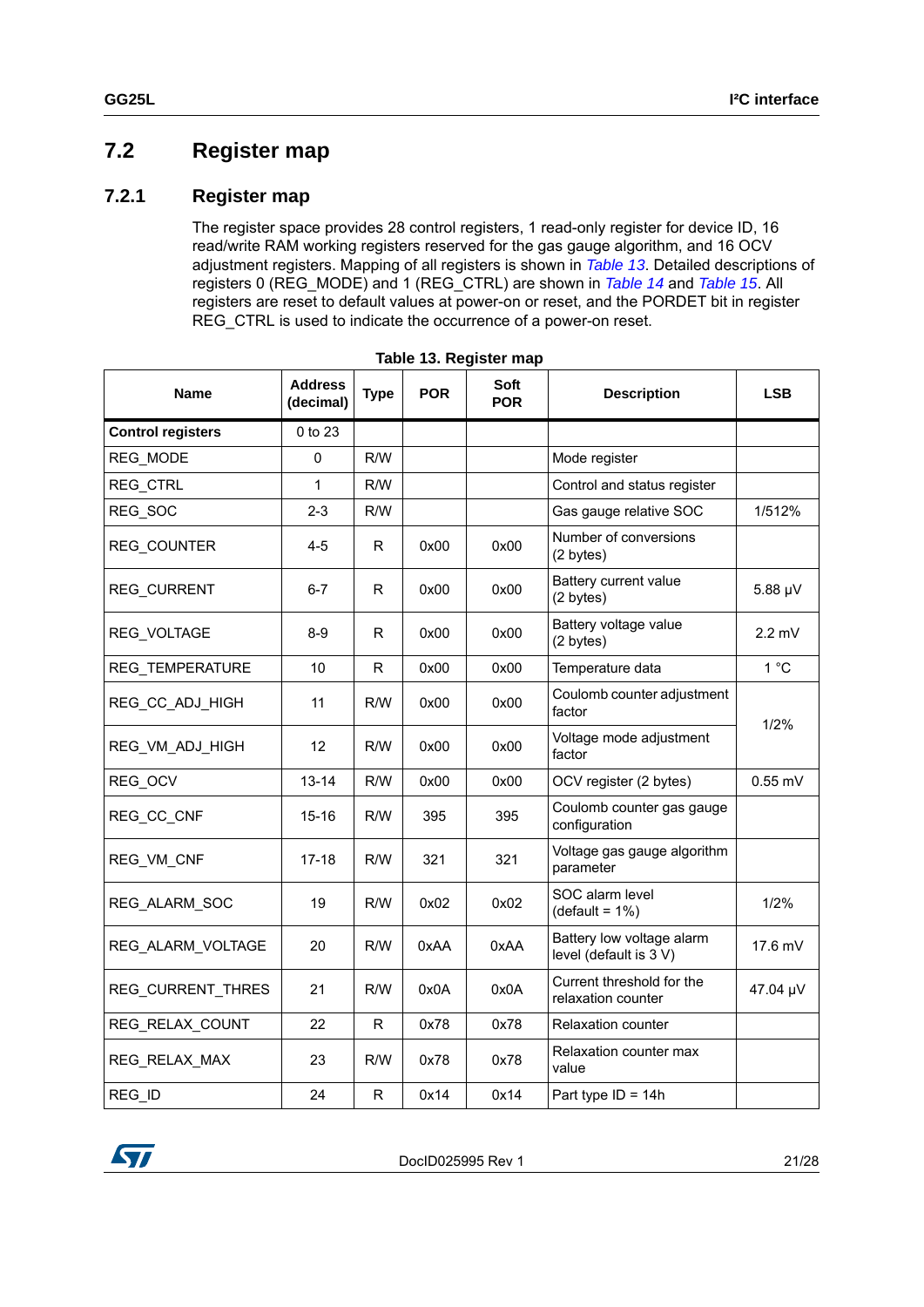## 7.2 Register map

### 7.2.1 Register map

The register space provides 28 control registers, 1 read-only register for device ID, 16 read/write RAM working registers reserved for the gas gauge algorithm, and 16 OCV adjustment registers. Mapping of all registers is shown in *Table 13*. Detailed descriptions of registers 0 (REG_MODE) and 1 (REG_CTRL) are shown in *Table 14* and *Table 15*. All registers are reset to default values at power-on or reset, and the PORDET bit in register REG_CTRL is used to indicate the occurrence of a power-on reset.

**Table 13. Register map**

| Name | Address (decimal) | Type | POR | Soft POR | Description | LSB |
|---|---|---|---|---|---|---|
| **Control registers** | 0 to 23 | | | | | |
| REG_MODE | 0 | R/W | | | Mode register | |
| REG_CTRL | 1 | R/W | | | Control and status register | |
| REG_SOC | 2-3 | R/W | | | Gas gauge relative SOC | 1/512% |
| REG_COUNTER | 4-5 | R | 0x00 | 0x00 | Number of conversions (2 bytes) | |
| REG_CURRENT | 6-7 | R | 0x00 | 0x00 | Battery current value (2 bytes) | 5.88 µV |
| REG_VOLTAGE | 8-9 | R | 0x00 | 0x00 | Battery voltage value (2 bytes) | 2.2 mV |
| REG_TEMPERATURE | 10 | R | 0x00 | 0x00 | Temperature data | 1 °C |
| REG_CC_ADJ_HIGH | 11 | R/W | 0x00 | 0x00 | Coulomb counter adjustment factor | 1/2% |
| REG_VM_ADJ_HIGH | 12 | R/W | 0x00 | 0x00 | Voltage mode adjustment factor | |
| REG_OCV | 13-14 | R/W | 0x00 | 0x00 | OCV register (2 bytes) | 0.55 mV |
| REG_CC_CNF | 15-16 | R/W | 395 | 395 | Coulomb counter gas gauge configuration | |
| REG_VM_CNF | 17-18 | R/W | 321 | 321 | Voltage gas gauge algorithm parameter | |
| REG_ALARM_SOC | 19 | R/W | 0x02 | 0x02 | SOC alarm level (default = 1%) | 1/2% |
| REG_ALARM_VOLTAGE | 20 | R/W | 0xAA | 0xAA | Battery low voltage alarm level (default is 3 V) | 17.6 mV |
| REG_CURRENT_THRES | 21 | R/W | 0x0A | 0x0A | Current threshold for the relaxation counter | 47.04 µV |
| REG_RELAX_COUNT | 22 | R | 0x78 | 0x78 | Relaxation counter | |
| REG_RELAX_MAX | 23 | R/W | 0x78 | 0x78 | Relaxation counter max value | |
| REG_ID | 24 | R | 0x14 | 0x14 | Part type ID = 14h | |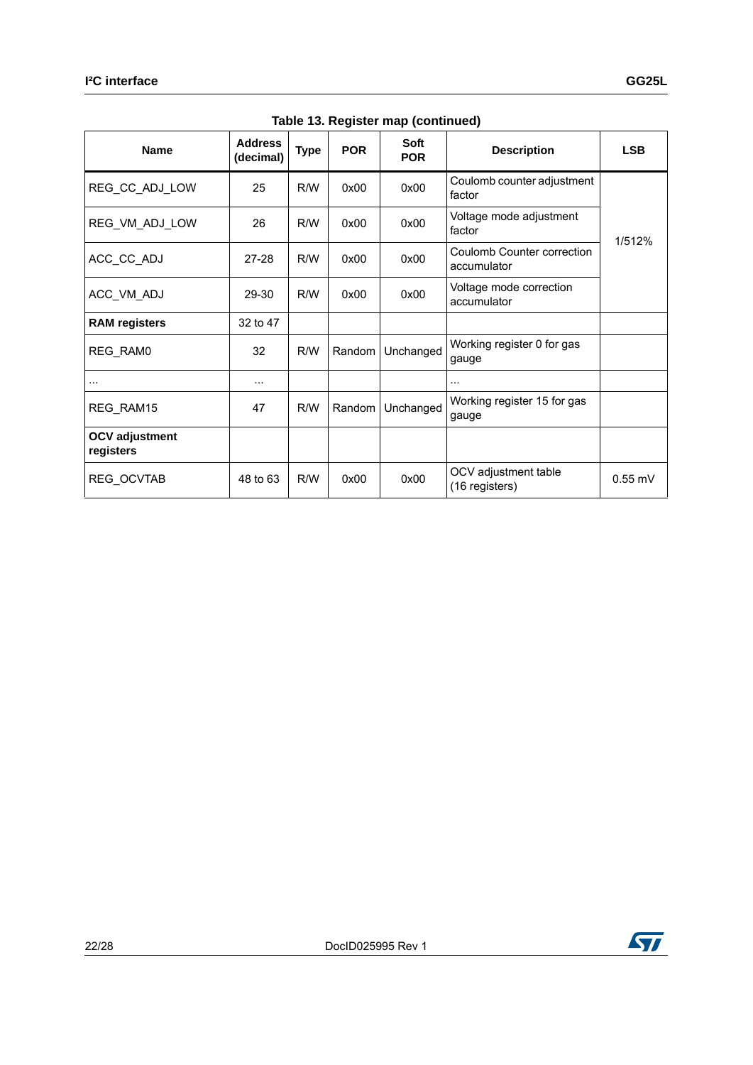Table 13. Register map (continued)

| Name | Address (decimal) | Type | POR | Soft POR | Description | LSB |
|---|---|---|---|---|---|---|
| REG_CC_ADJ_LOW | 25 | R/W | 0x00 | 0x00 | Coulomb counter adjustment factor | 1/512% |
| REG_VM_ADJ_LOW | 26 | R/W | 0x00 | 0x00 | Voltage mode adjustment factor | |
| ACC_CC_ADJ | 27-28 | R/W | 0x00 | 0x00 | Coulomb Counter correction accumulator | |
| ACC_VM_ADJ | 29-30 | R/W | 0x00 | 0x00 | Voltage mode correction accumulator | |
| **RAM registers** | 32 to 47 | | | | | |
| REG_RAM0 | 32 | R/W | Random | Unchanged | Working register 0 for gas gauge | |
| ... | ... | | | | ... | |
| REG_RAM15 | 47 | R/W | Random | Unchanged | Working register 15 for gas gauge | |
| **OCV adjustment registers** | | | | | | |
| REG_OCVTAB | 48 to 63 | R/W | 0x00 | 0x00 | OCV adjustment table (16 registers) | 0.55 mV |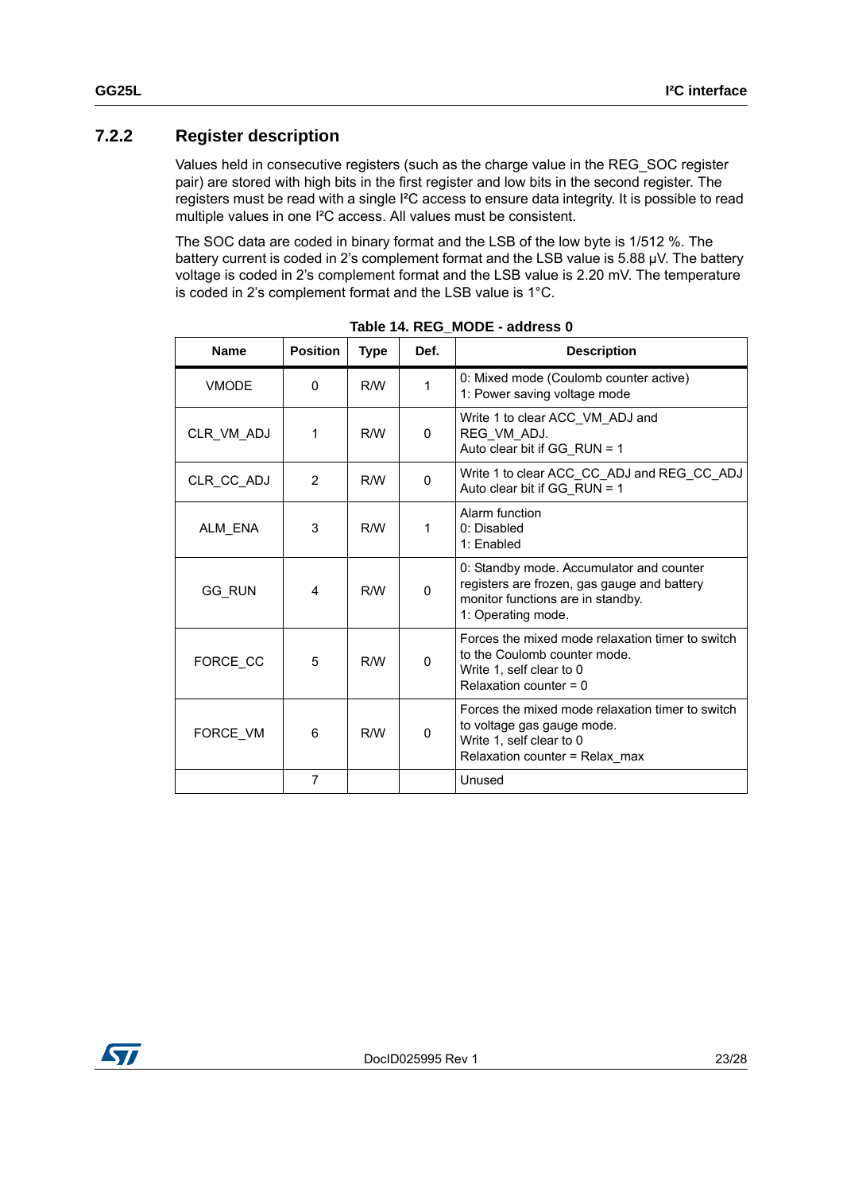### 7.2.2 Register description

Values held in consecutive registers (such as the charge value in the REG_SOC register pair) are stored with high bits in the first register and low bits in the second register. The registers must be read with a single I²C access to ensure data integrity. It is possible to read multiple values in one I²C access. All values must be consistent.

The SOC data are coded in binary format and the LSB of the low byte is 1/512 %. The battery current is coded in 2's complement format and the LSB value is 5.88 µV. The battery voltage is coded in 2's complement format and the LSB value is 2.20 mV. The temperature is coded in 2's complement format and the LSB value is 1°C.

**Table 14. REG_MODE - address 0**

| Name | Position | Type | Def. | Description |
|---|---|---|---|---|
| VMODE | 0 | R/W | 1 | 0: Mixed mode (Coulomb counter active)<br>1: Power saving voltage mode |
| CLR_VM_ADJ | 1 | R/W | 0 | Write 1 to clear ACC_VM_ADJ and REG_VM_ADJ.<br>Auto clear bit if GG_RUN = 1 |
| CLR_CC_ADJ | 2 | R/W | 0 | Write 1 to clear ACC_CC_ADJ and REG_CC_ADJ<br>Auto clear bit if GG_RUN = 1 |
| ALM_ENA | 3 | R/W | 1 | Alarm function<br>0: Disabled<br>1: Enabled |
| GG_RUN | 4 | R/W | 0 | 0: Standby mode. Accumulator and counter registers are frozen, gas gauge and battery monitor functions are in standby.<br>1: Operating mode. |
| FORCE_CC | 5 | R/W | 0 | Forces the mixed mode relaxation timer to switch to the Coulomb counter mode.<br>Write 1, self clear to 0<br>Relaxation counter = 0 |
| FORCE_VM | 6 | R/W | 0 | Forces the mixed mode relaxation timer to switch to voltage gas gauge mode.<br>Write 1, self clear to 0<br>Relaxation counter = Relax_max |
| | 7 | | | Unused |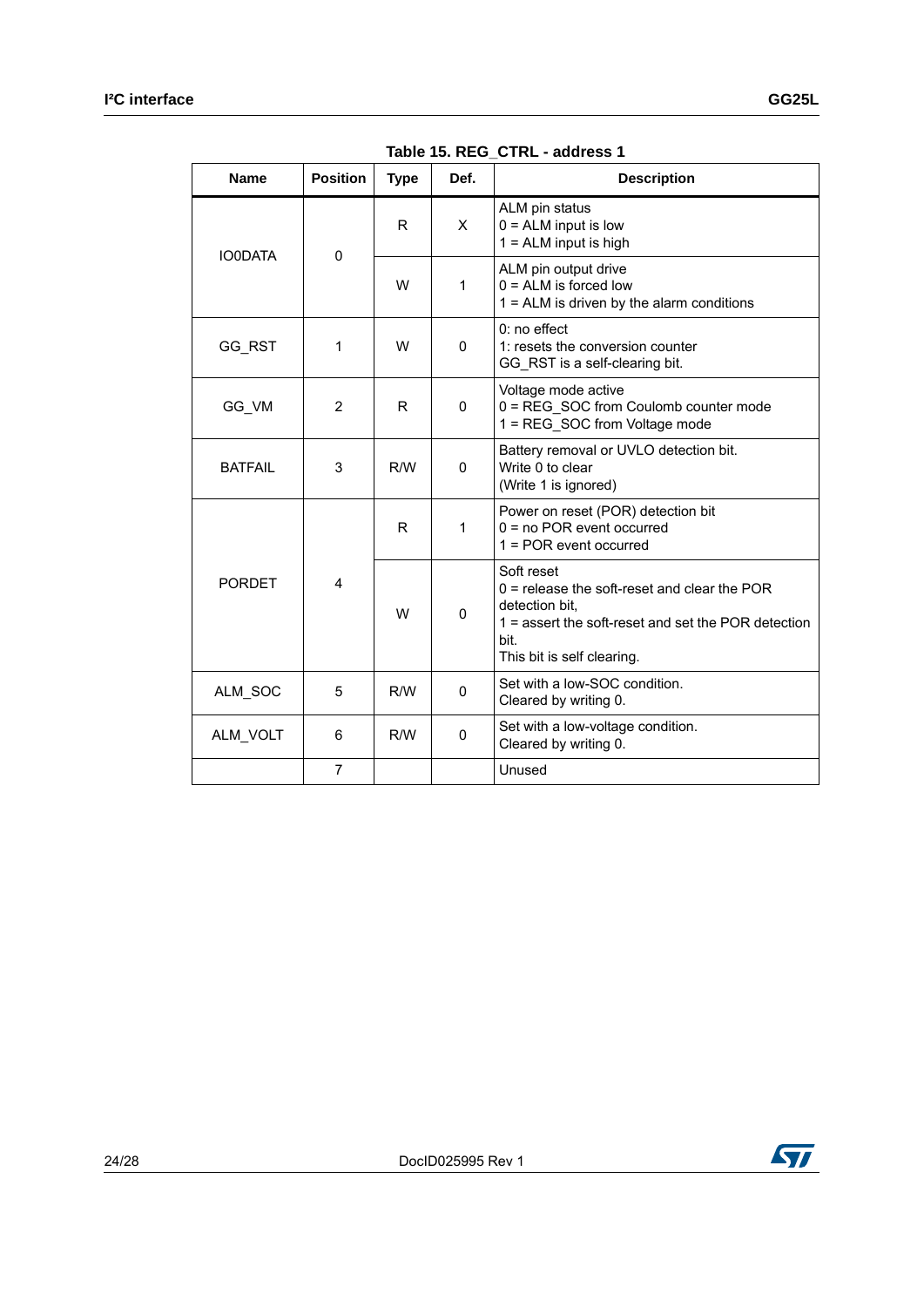Table 15. REG_CTRL - address 1

| Name | Position | Type | Def. | Description |
|---|---|---|---|---|
| IO0DATA | 0 | R | X | ALM pin status<br>0 = ALM input is low<br>1 = ALM input is high |
| | | W | 1 | ALM pin output drive<br>0 = ALM is forced low<br>1 = ALM is driven by the alarm conditions |
| GG_RST | 1 | W | 0 | 0: no effect<br>1: resets the conversion counter<br>GG_RST is a self-clearing bit. |
| GG_VM | 2 | R | 0 | Voltage mode active<br>0 = REG_SOC from Coulomb counter mode<br>1 = REG_SOC from Voltage mode |
| BATFAIL | 3 | R/W | 0 | Battery removal or UVLO detection bit.<br>Write 0 to clear<br>(Write 1 is ignored) |
| PORDET | 4 | R | 1 | Power on reset (POR) detection bit<br>0 = no POR event occurred<br>1 = POR event occurred |
| | | W | 0 | Soft reset<br>0 = release the soft-reset and clear the POR detection bit,<br>1 = assert the soft-reset and set the POR detection bit.<br>This bit is self clearing. |
| ALM_SOC | 5 | R/W | 0 | Set with a low-SOC condition.<br>Cleared by writing 0. |
| ALM_VOLT | 6 | R/W | 0 | Set with a low-voltage condition.<br>Cleared by writing 0. |
| | 7 | | | Unused |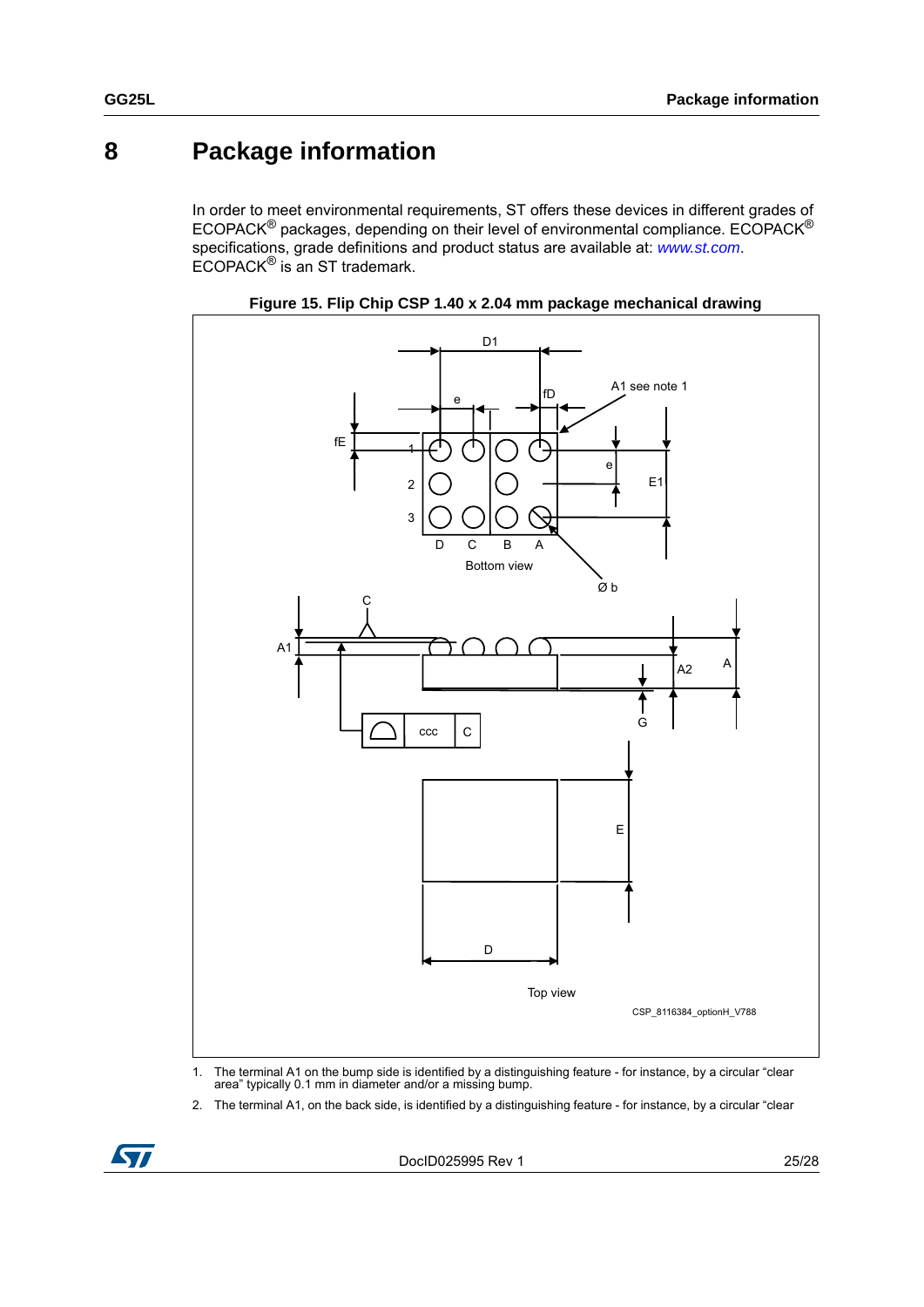# 8 Package information

In order to meet environmental requirements, ST offers these devices in different grades of ECOPACK® packages, depending on their level of environmental compliance. ECOPACK® specifications, grade definitions and product status are available at: *www.st.com*. ECOPACK® is an ST trademark.

**Figure 15. Flip Chip CSP 1.40 x 2.04 mm package mechanical drawing**

1. The terminal A1 on the bump side is identified by a distinguishing feature - for instance, by a circular "clear area" typically 0.1 mm in diameter and/or a missing bump.
2. The terminal A1, on the back side, is identified by a distinguishing feature - for instance, by a circular "clear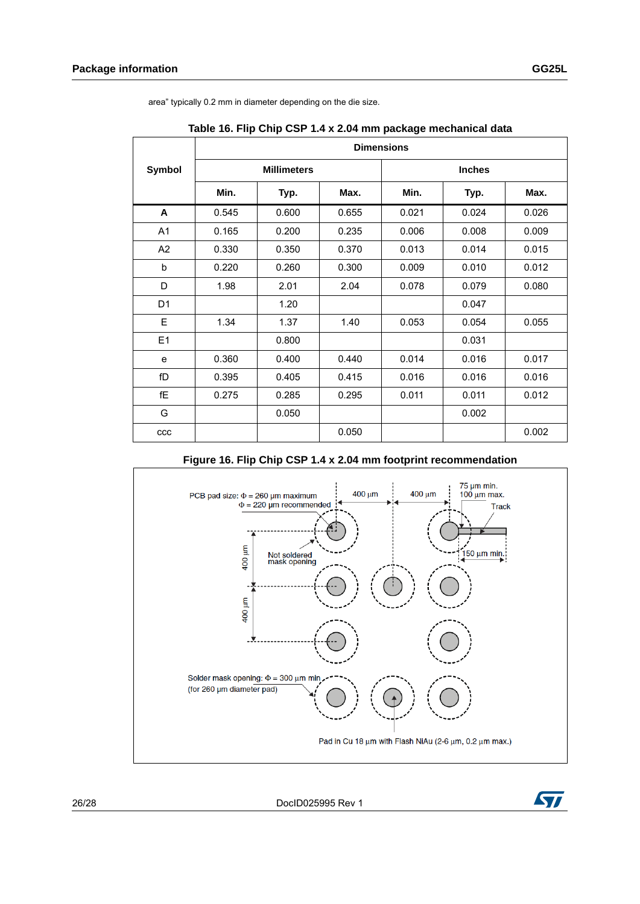area" typically 0.2 mm in diameter depending on the die size.

**Table 16. Flip Chip CSP 1.4 x 2.04 mm package mechanical data**

| Symbol | Dimensions | | | | | |
|---|---|---|---|---|---|---|
| | Millimeters | | | Inches | | |
| | Min. | Typ. | Max. | Min. | Typ. | Max. |
| **A** | 0.545 | 0.600 | 0.655 | 0.021 | 0.024 | 0.026 |
| A1 | 0.165 | 0.200 | 0.235 | 0.006 | 0.008 | 0.009 |
| A2 | 0.330 | 0.350 | 0.370 | 0.013 | 0.014 | 0.015 |
| b | 0.220 | 0.260 | 0.300 | 0.009 | 0.010 | 0.012 |
| D | 1.98 | 2.01 | 2.04 | 0.078 | 0.079 | 0.080 |
| D1 | | 1.20 | | | 0.047 | |
| E | 1.34 | 1.37 | 1.40 | 0.053 | 0.054 | 0.055 |
| E1 | | 0.800 | | | 0.031 | |
| e | 0.360 | 0.400 | 0.440 | 0.014 | 0.016 | 0.017 |
| fD | 0.395 | 0.405 | 0.415 | 0.016 | 0.016 | 0.016 |
| fE | 0.275 | 0.285 | 0.295 | 0.011 | 0.011 | 0.012 |
| G | | 0.050 | | | 0.002 | |
| ccc | | | 0.050 | | | 0.002 |

**Figure 16. Flip Chip CSP 1.4 x 2.04 mm footprint recommendation**

PCB pad size: Φ = 260 µm maximum
Φ = 220 µm recommended

400 µm

400 µm

75 µm min.
100 µm max.

Track

150 µm min.

Not soldered mask opening

400 µm

400 µm

Solder mask opening: Φ = 300 µm min.
(for 260 µm diameter pad)

Pad in Cu 18 µm with Flash NiAu (2-6 µm, 0.2 µm max.)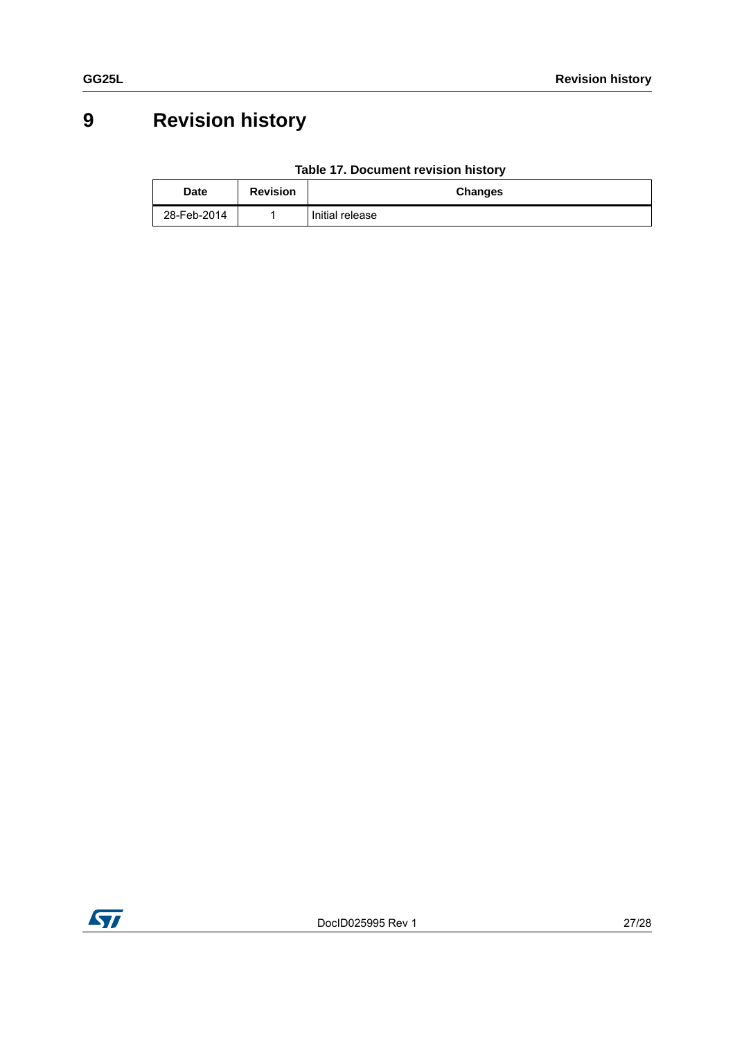# 9 Revision history

**Table 17. Document revision history**

| Date | Revision | Changes |
|---|---|---|
| 28-Feb-2014 | 1 | Initial release |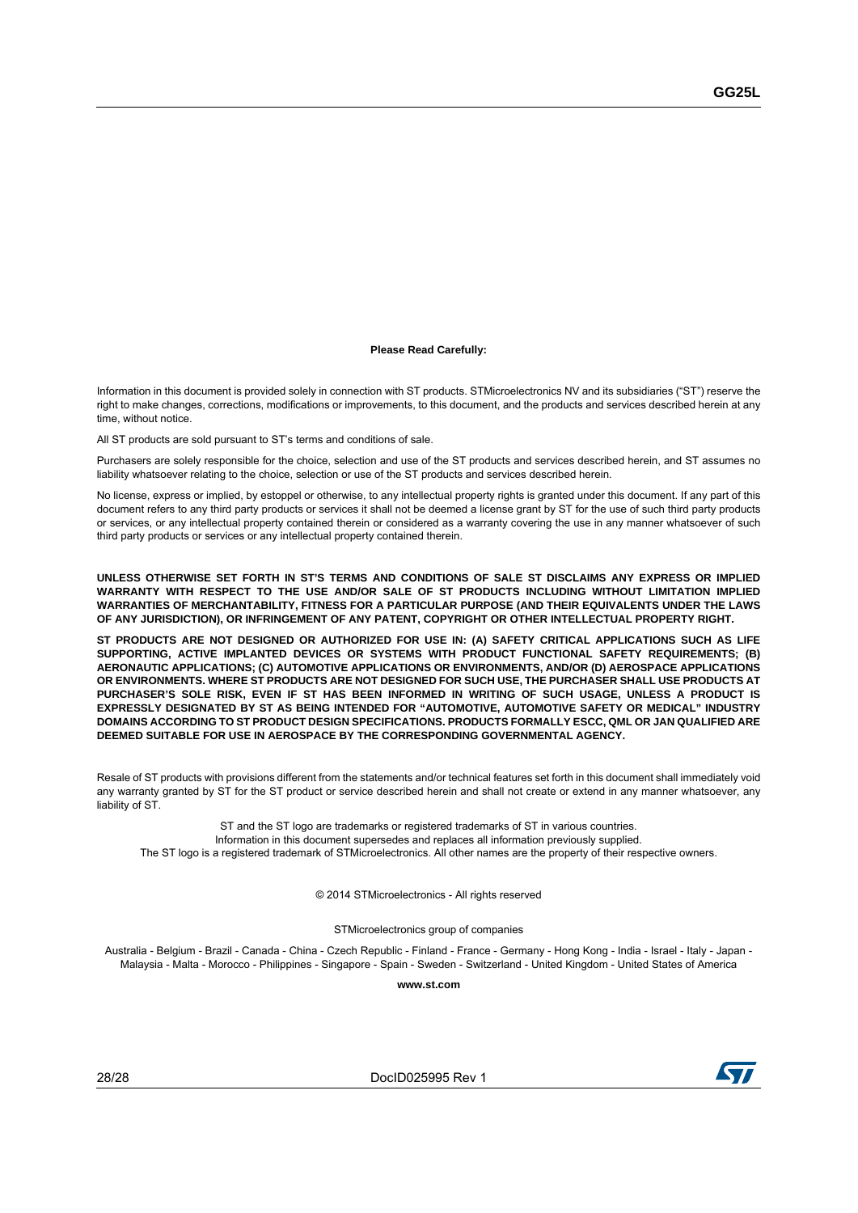**Please Read Carefully:**

Information in this document is provided solely in connection with ST products. STMicroelectronics NV and its subsidiaries ("ST") reserve the right to make changes, corrections, modifications or improvements, to this document, and the products and services described herein at any time, without notice.

All ST products are sold pursuant to ST's terms and conditions of sale.

Purchasers are solely responsible for the choice, selection and use of the ST products and services described herein, and ST assumes no liability whatsoever relating to the choice, selection or use of the ST products and services described herein.

No license, express or implied, by estoppel or otherwise, to any intellectual property rights is granted under this document. If any part of this document refers to any third party products or services it shall not be deemed a license grant by ST for the use of such third party products or services, or any intellectual property contained therein or considered as a warranty covering the use in any manner whatsoever of such third party products or services or any intellectual property contained therein.

**UNLESS OTHERWISE SET FORTH IN ST'S TERMS AND CONDITIONS OF SALE ST DISCLAIMS ANY EXPRESS OR IMPLIED WARRANTY WITH RESPECT TO THE USE AND/OR SALE OF ST PRODUCTS INCLUDING WITHOUT LIMITATION IMPLIED WARRANTIES OF MERCHANTABILITY, FITNESS FOR A PARTICULAR PURPOSE (AND THEIR EQUIVALENTS UNDER THE LAWS OF ANY JURISDICTION), OR INFRINGEMENT OF ANY PATENT, COPYRIGHT OR OTHER INTELLECTUAL PROPERTY RIGHT.**

**ST PRODUCTS ARE NOT DESIGNED OR AUTHORIZED FOR USE IN: (A) SAFETY CRITICAL APPLICATIONS SUCH AS LIFE SUPPORTING, ACTIVE IMPLANTED DEVICES OR SYSTEMS WITH PRODUCT FUNCTIONAL SAFETY REQUIREMENTS; (B) AERONAUTIC APPLICATIONS; (C) AUTOMOTIVE APPLICATIONS OR ENVIRONMENTS, AND/OR (D) AEROSPACE APPLICATIONS OR ENVIRONMENTS. WHERE ST PRODUCTS ARE NOT DESIGNED FOR SUCH USE, THE PURCHASER SHALL USE PRODUCTS AT PURCHASER'S SOLE RISK, EVEN IF ST HAS BEEN INFORMED IN WRITING OF SUCH USAGE, UNLESS A PRODUCT IS EXPRESSLY DESIGNATED BY ST AS BEING INTENDED FOR "AUTOMOTIVE, AUTOMOTIVE SAFETY OR MEDICAL" INDUSTRY DOMAINS ACCORDING TO ST PRODUCT DESIGN SPECIFICATIONS. PRODUCTS FORMALLY ESCC, QML OR JAN QUALIFIED ARE DEEMED SUITABLE FOR USE IN AEROSPACE BY THE CORRESPONDING GOVERNMENTAL AGENCY.**

Resale of ST products with provisions different from the statements and/or technical features set forth in this document shall immediately void any warranty granted by ST for the ST product or service described herein and shall not create or extend in any manner whatsoever, any liability of ST.

ST and the ST logo are trademarks or registered trademarks of ST in various countries.
Information in this document supersedes and replaces all information previously supplied.
The ST logo is a registered trademark of STMicroelectronics. All other names are the property of their respective owners.

© 2014 STMicroelectronics - All rights reserved

STMicroelectronics group of companies

Australia - Belgium - Brazil - Canada - China - Czech Republic - Finland - France - Germany - Hong Kong - India - Israel - Italy - Japan - Malaysia - Malta - Morocco - Philippines - Singapore - Spain - Sweden - Switzerland - United Kingdom - United States of America

**www.st.com**